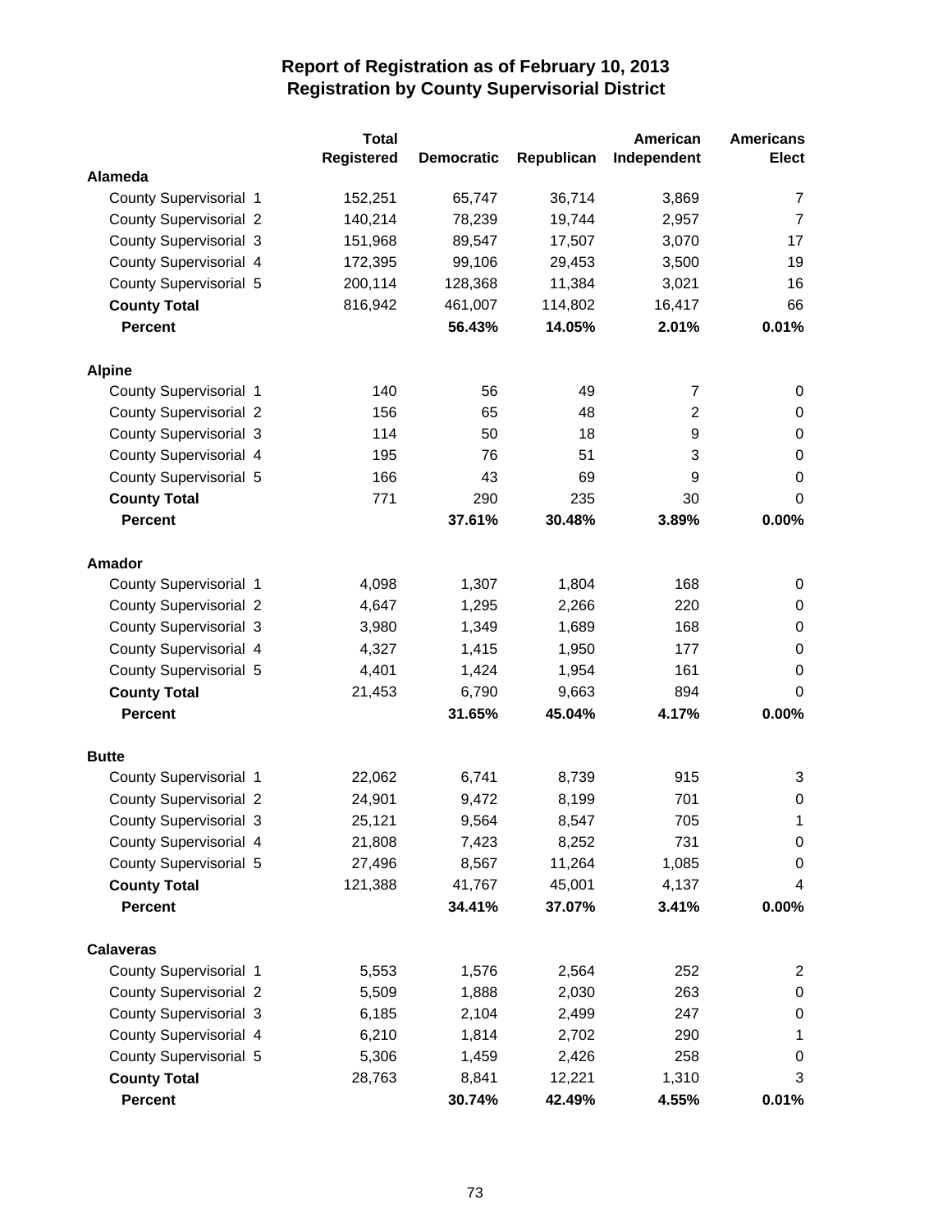# Report of Registration as of February 10, 2013
## Registration by County Supervisorial District

| | Total Registered | Democratic | Republican | American Independent | Americans Elect |
|---|---|---|---|---|---|
| **Alameda** | | | | | |
| County Supervisorial 1 | 152,251 | 65,747 | 36,714 | 3,869 | 7 |
| County Supervisorial 2 | 140,214 | 78,239 | 19,744 | 2,957 | 7 |
| County Supervisorial 3 | 151,968 | 89,547 | 17,507 | 3,070 | 17 |
| County Supervisorial 4 | 172,395 | 99,106 | 29,453 | 3,500 | 19 |
| County Supervisorial 5 | 200,114 | 128,368 | 11,384 | 3,021 | 16 |
| **County Total** | 816,942 | 461,007 | 114,802 | 16,417 | 66 |
| **Percent** | | **56.43%** | **14.05%** | **2.01%** | **0.01%** |
| **Alpine** | | | | | |
| County Supervisorial 1 | 140 | 56 | 49 | 7 | 0 |
| County Supervisorial 2 | 156 | 65 | 48 | 2 | 0 |
| County Supervisorial 3 | 114 | 50 | 18 | 9 | 0 |
| County Supervisorial 4 | 195 | 76 | 51 | 3 | 0 |
| County Supervisorial 5 | 166 | 43 | 69 | 9 | 0 |
| **County Total** | 771 | 290 | 235 | 30 | 0 |
| **Percent** | | **37.61%** | **30.48%** | **3.89%** | **0.00%** |
| **Amador** | | | | | |
| County Supervisorial 1 | 4,098 | 1,307 | 1,804 | 168 | 0 |
| County Supervisorial 2 | 4,647 | 1,295 | 2,266 | 220 | 0 |
| County Supervisorial 3 | 3,980 | 1,349 | 1,689 | 168 | 0 |
| County Supervisorial 4 | 4,327 | 1,415 | 1,950 | 177 | 0 |
| County Supervisorial 5 | 4,401 | 1,424 | 1,954 | 161 | 0 |
| **County Total** | 21,453 | 6,790 | 9,663 | 894 | 0 |
| **Percent** | | **31.65%** | **45.04%** | **4.17%** | **0.00%** |
| **Butte** | | | | | |
| County Supervisorial 1 | 22,062 | 6,741 | 8,739 | 915 | 3 |
| County Supervisorial 2 | 24,901 | 9,472 | 8,199 | 701 | 0 |
| County Supervisorial 3 | 25,121 | 9,564 | 8,547 | 705 | 1 |
| County Supervisorial 4 | 21,808 | 7,423 | 8,252 | 731 | 0 |
| County Supervisorial 5 | 27,496 | 8,567 | 11,264 | 1,085 | 0 |
| **County Total** | 121,388 | 41,767 | 45,001 | 4,137 | 4 |
| **Percent** | | **34.41%** | **37.07%** | **3.41%** | **0.00%** |
| **Calaveras** | | | | | |
| County Supervisorial 1 | 5,553 | 1,576 | 2,564 | 252 | 2 |
| County Supervisorial 2 | 5,509 | 1,888 | 2,030 | 263 | 0 |
| County Supervisorial 3 | 6,185 | 2,104 | 2,499 | 247 | 0 |
| County Supervisorial 4 | 6,210 | 1,814 | 2,702 | 290 | 1 |
| County Supervisorial 5 | 5,306 | 1,459 | 2,426 | 258 | 0 |
| **County Total** | 28,763 | 8,841 | 12,221 | 1,310 | 3 |
| **Percent** | | **30.74%** | **42.49%** | **4.55%** | **0.01%** |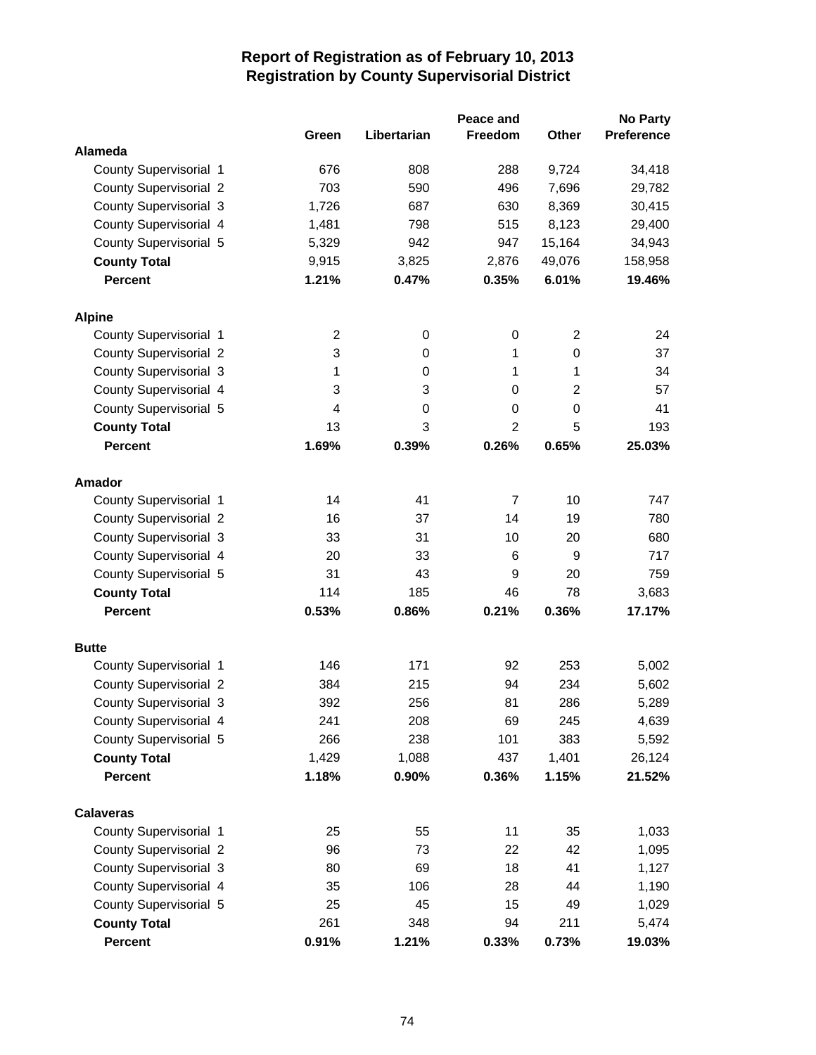# Report of Registration as of February 10, 2013
## Registration by County Supervisorial District

| | Green | Libertarian | Peace and Freedom | Other | No Party Preference |
|---|---|---|---|---|---|
| **Alameda** | | | | | |
| County Supervisorial 1 | 676 | 808 | 288 | 9,724 | 34,418 |
| County Supervisorial 2 | 703 | 590 | 496 | 7,696 | 29,782 |
| County Supervisorial 3 | 1,726 | 687 | 630 | 8,369 | 30,415 |
| County Supervisorial 4 | 1,481 | 798 | 515 | 8,123 | 29,400 |
| County Supervisorial 5 | 5,329 | 942 | 947 | 15,164 | 34,943 |
| **County Total** | 9,915 | 3,825 | 2,876 | 49,076 | 158,958 |
| **Percent** | **1.21%** | **0.47%** | **0.35%** | **6.01%** | **19.46%** |
| **Alpine** | | | | | |
| County Supervisorial 1 | 2 | 0 | 0 | 2 | 24 |
| County Supervisorial 2 | 3 | 0 | 1 | 0 | 37 |
| County Supervisorial 3 | 1 | 0 | 1 | 1 | 34 |
| County Supervisorial 4 | 3 | 3 | 0 | 2 | 57 |
| County Supervisorial 5 | 4 | 0 | 0 | 0 | 41 |
| **County Total** | 13 | 3 | 2 | 5 | 193 |
| **Percent** | **1.69%** | **0.39%** | **0.26%** | **0.65%** | **25.03%** |
| **Amador** | | | | | |
| County Supervisorial 1 | 14 | 41 | 7 | 10 | 747 |
| County Supervisorial 2 | 16 | 37 | 14 | 19 | 780 |
| County Supervisorial 3 | 33 | 31 | 10 | 20 | 680 |
| County Supervisorial 4 | 20 | 33 | 6 | 9 | 717 |
| County Supervisorial 5 | 31 | 43 | 9 | 20 | 759 |
| **County Total** | 114 | 185 | 46 | 78 | 3,683 |
| **Percent** | **0.53%** | **0.86%** | **0.21%** | **0.36%** | **17.17%** |
| **Butte** | | | | | |
| County Supervisorial 1 | 146 | 171 | 92 | 253 | 5,002 |
| County Supervisorial 2 | 384 | 215 | 94 | 234 | 5,602 |
| County Supervisorial 3 | 392 | 256 | 81 | 286 | 5,289 |
| County Supervisorial 4 | 241 | 208 | 69 | 245 | 4,639 |
| County Supervisorial 5 | 266 | 238 | 101 | 383 | 5,592 |
| **County Total** | 1,429 | 1,088 | 437 | 1,401 | 26,124 |
| **Percent** | **1.18%** | **0.90%** | **0.36%** | **1.15%** | **21.52%** |
| **Calaveras** | | | | | |
| County Supervisorial 1 | 25 | 55 | 11 | 35 | 1,033 |
| County Supervisorial 2 | 96 | 73 | 22 | 42 | 1,095 |
| County Supervisorial 3 | 80 | 69 | 18 | 41 | 1,127 |
| County Supervisorial 4 | 35 | 106 | 28 | 44 | 1,190 |
| County Supervisorial 5 | 25 | 45 | 15 | 49 | 1,029 |
| **County Total** | 261 | 348 | 94 | 211 | 5,474 |
| **Percent** | **0.91%** | **1.21%** | **0.33%** | **0.73%** | **19.03%** |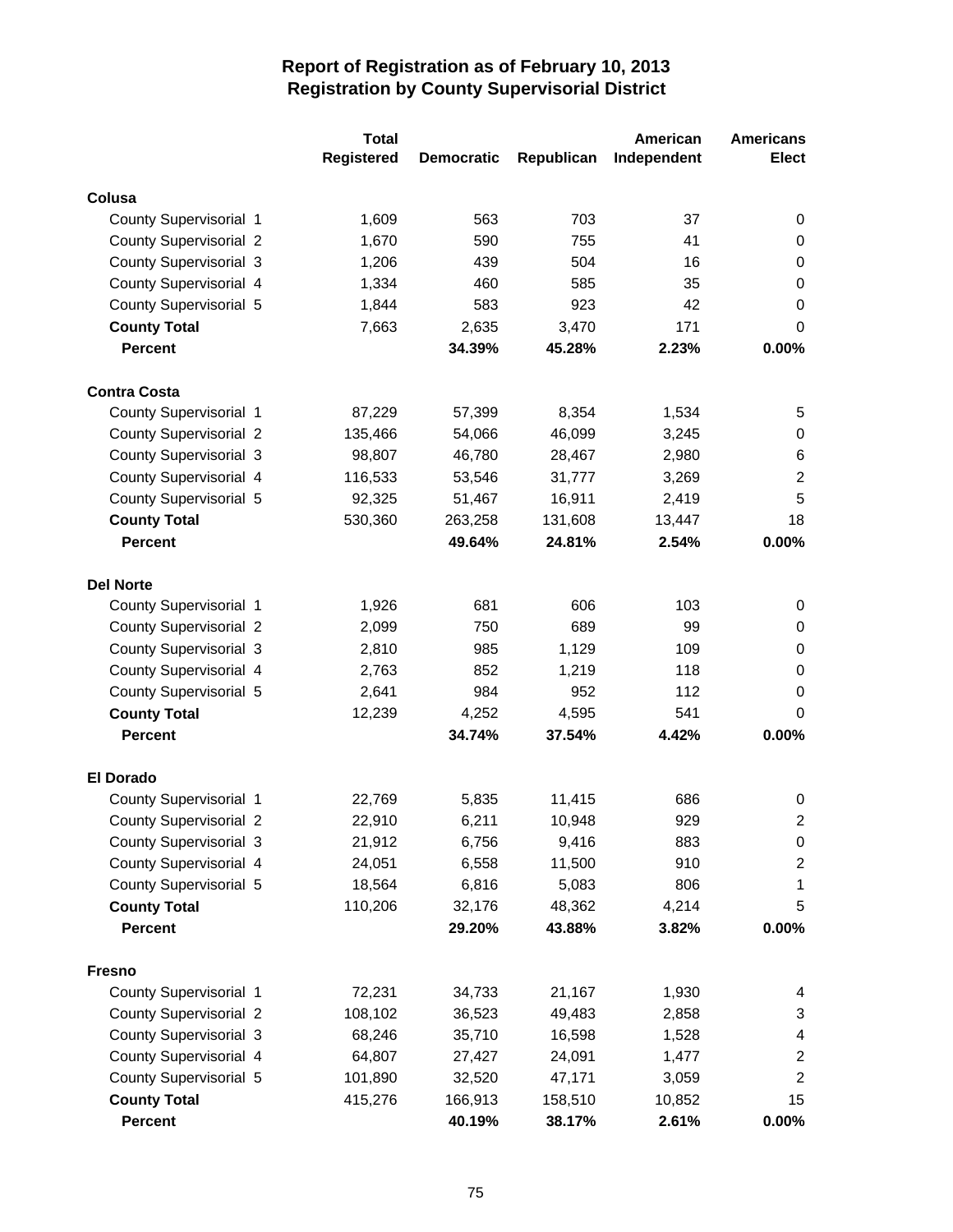# Report of Registration as of February 10, 2013
## Registration by County Supervisorial District

| | Total Registered | Democratic | Republican | American Independent | Americans Elect |
|---|---|---|---|---|---|
| **Colusa** | | | | | |
| County Supervisorial 1 | 1,609 | 563 | 703 | 37 | 0 |
| County Supervisorial 2 | 1,670 | 590 | 755 | 41 | 0 |
| County Supervisorial 3 | 1,206 | 439 | 504 | 16 | 0 |
| County Supervisorial 4 | 1,334 | 460 | 585 | 35 | 0 |
| County Supervisorial 5 | 1,844 | 583 | 923 | 42 | 0 |
| **County Total** | 7,663 | 2,635 | 3,470 | 171 | 0 |
| **Percent** | | **34.39%** | **45.28%** | **2.23%** | **0.00%** |
| **Contra Costa** | | | | | |
| County Supervisorial 1 | 87,229 | 57,399 | 8,354 | 1,534 | 5 |
| County Supervisorial 2 | 135,466 | 54,066 | 46,099 | 3,245 | 0 |
| County Supervisorial 3 | 98,807 | 46,780 | 28,467 | 2,980 | 6 |
| County Supervisorial 4 | 116,533 | 53,546 | 31,777 | 3,269 | 2 |
| County Supervisorial 5 | 92,325 | 51,467 | 16,911 | 2,419 | 5 |
| **County Total** | 530,360 | 263,258 | 131,608 | 13,447 | 18 |
| **Percent** | | **49.64%** | **24.81%** | **2.54%** | **0.00%** |
| **Del Norte** | | | | | |
| County Supervisorial 1 | 1,926 | 681 | 606 | 103 | 0 |
| County Supervisorial 2 | 2,099 | 750 | 689 | 99 | 0 |
| County Supervisorial 3 | 2,810 | 985 | 1,129 | 109 | 0 |
| County Supervisorial 4 | 2,763 | 852 | 1,219 | 118 | 0 |
| County Supervisorial 5 | 2,641 | 984 | 952 | 112 | 0 |
| **County Total** | 12,239 | 4,252 | 4,595 | 541 | 0 |
| **Percent** | | **34.74%** | **37.54%** | **4.42%** | **0.00%** |
| **El Dorado** | | | | | |
| County Supervisorial 1 | 22,769 | 5,835 | 11,415 | 686 | 0 |
| County Supervisorial 2 | 22,910 | 6,211 | 10,948 | 929 | 2 |
| County Supervisorial 3 | 21,912 | 6,756 | 9,416 | 883 | 0 |
| County Supervisorial 4 | 24,051 | 6,558 | 11,500 | 910 | 2 |
| County Supervisorial 5 | 18,564 | 6,816 | 5,083 | 806 | 1 |
| **County Total** | 110,206 | 32,176 | 48,362 | 4,214 | 5 |
| **Percent** | | **29.20%** | **43.88%** | **3.82%** | **0.00%** |
| **Fresno** | | | | | |
| County Supervisorial 1 | 72,231 | 34,733 | 21,167 | 1,930 | 4 |
| County Supervisorial 2 | 108,102 | 36,523 | 49,483 | 2,858 | 3 |
| County Supervisorial 3 | 68,246 | 35,710 | 16,598 | 1,528 | 4 |
| County Supervisorial 4 | 64,807 | 27,427 | 24,091 | 1,477 | 2 |
| County Supervisorial 5 | 101,890 | 32,520 | 47,171 | 3,059 | 2 |
| **County Total** | 415,276 | 166,913 | 158,510 | 10,852 | 15 |
| **Percent** | | **40.19%** | **38.17%** | **2.61%** | **0.00%** |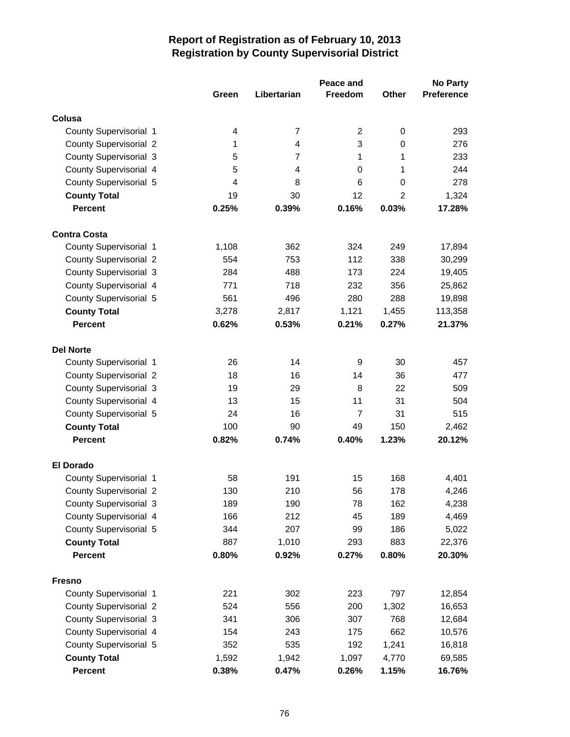# Report of Registration as of February 10, 2013
## Registration by County Supervisorial District

| | Green | Libertarian | Peace and Freedom | Other | No Party Preference |
|---|---|---|---|---|---|
| **Colusa** | | | | | |
| County Supervisorial 1 | 4 | 7 | 2 | 0 | 293 |
| County Supervisorial 2 | 1 | 4 | 3 | 0 | 276 |
| County Supervisorial 3 | 5 | 7 | 1 | 1 | 233 |
| County Supervisorial 4 | 5 | 4 | 0 | 1 | 244 |
| County Supervisorial 5 | 4 | 8 | 6 | 0 | 278 |
| **County Total** | 19 | 30 | 12 | 2 | 1,324 |
| **Percent** | **0.25%** | **0.39%** | **0.16%** | **0.03%** | **17.28%** |
| **Contra Costa** | | | | | |
| County Supervisorial 1 | 1,108 | 362 | 324 | 249 | 17,894 |
| County Supervisorial 2 | 554 | 753 | 112 | 338 | 30,299 |
| County Supervisorial 3 | 284 | 488 | 173 | 224 | 19,405 |
| County Supervisorial 4 | 771 | 718 | 232 | 356 | 25,862 |
| County Supervisorial 5 | 561 | 496 | 280 | 288 | 19,898 |
| **County Total** | 3,278 | 2,817 | 1,121 | 1,455 | 113,358 |
| **Percent** | **0.62%** | **0.53%** | **0.21%** | **0.27%** | **21.37%** |
| **Del Norte** | | | | | |
| County Supervisorial 1 | 26 | 14 | 9 | 30 | 457 |
| County Supervisorial 2 | 18 | 16 | 14 | 36 | 477 |
| County Supervisorial 3 | 19 | 29 | 8 | 22 | 509 |
| County Supervisorial 4 | 13 | 15 | 11 | 31 | 504 |
| County Supervisorial 5 | 24 | 16 | 7 | 31 | 515 |
| **County Total** | 100 | 90 | 49 | 150 | 2,462 |
| **Percent** | **0.82%** | **0.74%** | **0.40%** | **1.23%** | **20.12%** |
| **El Dorado** | | | | | |
| County Supervisorial 1 | 58 | 191 | 15 | 168 | 4,401 |
| County Supervisorial 2 | 130 | 210 | 56 | 178 | 4,246 |
| County Supervisorial 3 | 189 | 190 | 78 | 162 | 4,238 |
| County Supervisorial 4 | 166 | 212 | 45 | 189 | 4,469 |
| County Supervisorial 5 | 344 | 207 | 99 | 186 | 5,022 |
| **County Total** | 887 | 1,010 | 293 | 883 | 22,376 |
| **Percent** | **0.80%** | **0.92%** | **0.27%** | **0.80%** | **20.30%** |
| **Fresno** | | | | | |
| County Supervisorial 1 | 221 | 302 | 223 | 797 | 12,854 |
| County Supervisorial 2 | 524 | 556 | 200 | 1,302 | 16,653 |
| County Supervisorial 3 | 341 | 306 | 307 | 768 | 12,684 |
| County Supervisorial 4 | 154 | 243 | 175 | 662 | 10,576 |
| County Supervisorial 5 | 352 | 535 | 192 | 1,241 | 16,818 |
| **County Total** | 1,592 | 1,942 | 1,097 | 4,770 | 69,585 |
| **Percent** | **0.38%** | **0.47%** | **0.26%** | **1.15%** | **16.76%** |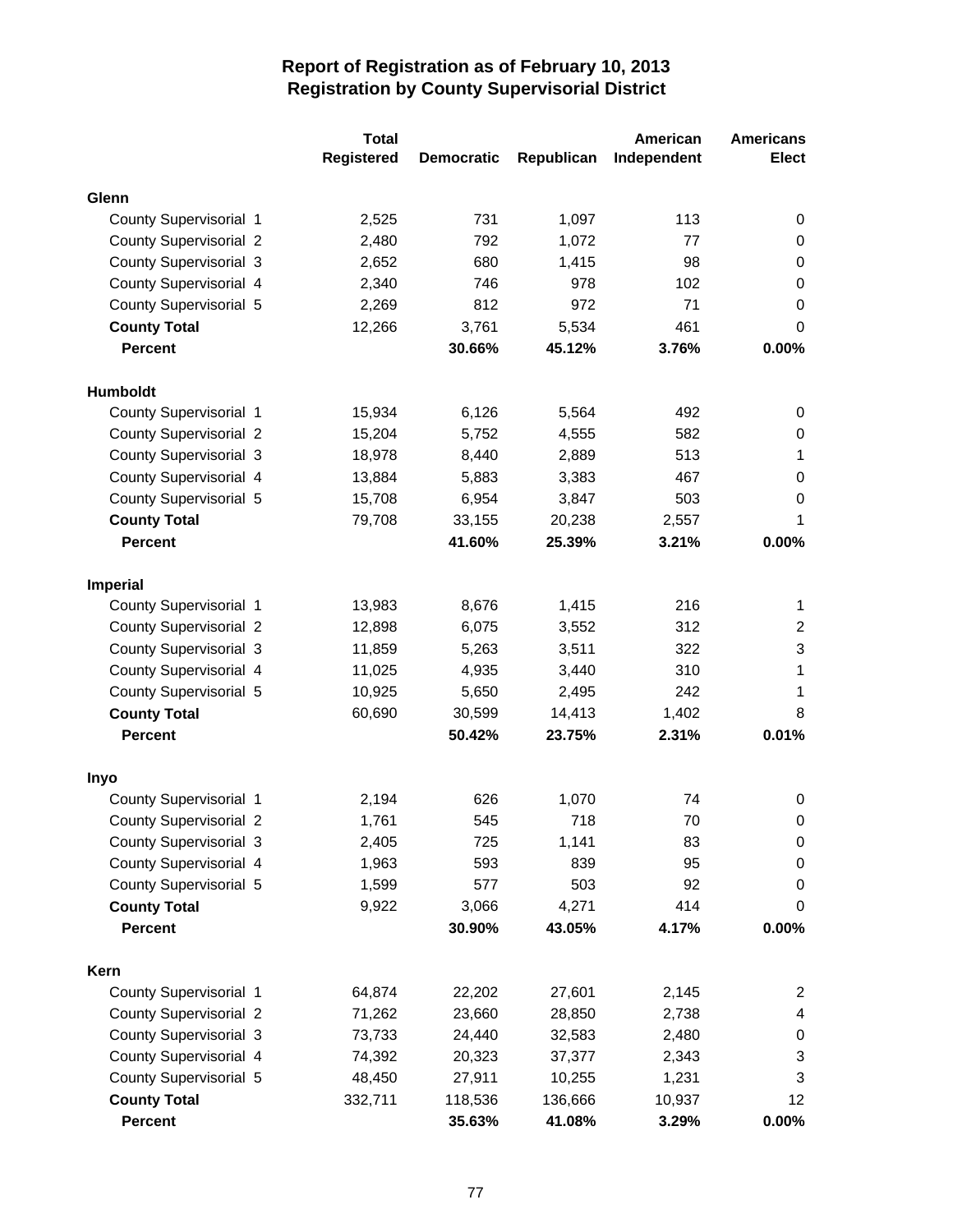# Report of Registration as of February 10, 2013
## Registration by County Supervisorial District

| | Total Registered | Democratic | Republican | American Independent | Americans Elect |
|---|---|---|---|---|---|
| **Glenn** | | | | | |
| County Supervisorial 1 | 2,525 | 731 | 1,097 | 113 | 0 |
| County Supervisorial 2 | 2,480 | 792 | 1,072 | 77 | 0 |
| County Supervisorial 3 | 2,652 | 680 | 1,415 | 98 | 0 |
| County Supervisorial 4 | 2,340 | 746 | 978 | 102 | 0 |
| County Supervisorial 5 | 2,269 | 812 | 972 | 71 | 0 |
| **County Total** | 12,266 | 3,761 | 5,534 | 461 | 0 |
| **Percent** | | **30.66%** | **45.12%** | **3.76%** | **0.00%** |
| **Humboldt** | | | | | |
| County Supervisorial 1 | 15,934 | 6,126 | 5,564 | 492 | 0 |
| County Supervisorial 2 | 15,204 | 5,752 | 4,555 | 582 | 0 |
| County Supervisorial 3 | 18,978 | 8,440 | 2,889 | 513 | 1 |
| County Supervisorial 4 | 13,884 | 5,883 | 3,383 | 467 | 0 |
| County Supervisorial 5 | 15,708 | 6,954 | 3,847 | 503 | 0 |
| **County Total** | 79,708 | 33,155 | 20,238 | 2,557 | 1 |
| **Percent** | | **41.60%** | **25.39%** | **3.21%** | **0.00%** |
| **Imperial** | | | | | |
| County Supervisorial 1 | 13,983 | 8,676 | 1,415 | 216 | 1 |
| County Supervisorial 2 | 12,898 | 6,075 | 3,552 | 312 | 2 |
| County Supervisorial 3 | 11,859 | 5,263 | 3,511 | 322 | 3 |
| County Supervisorial 4 | 11,025 | 4,935 | 3,440 | 310 | 1 |
| County Supervisorial 5 | 10,925 | 5,650 | 2,495 | 242 | 1 |
| **County Total** | 60,690 | 30,599 | 14,413 | 1,402 | 8 |
| **Percent** | | **50.42%** | **23.75%** | **2.31%** | **0.01%** |
| **Inyo** | | | | | |
| County Supervisorial 1 | 2,194 | 626 | 1,070 | 74 | 0 |
| County Supervisorial 2 | 1,761 | 545 | 718 | 70 | 0 |
| County Supervisorial 3 | 2,405 | 725 | 1,141 | 83 | 0 |
| County Supervisorial 4 | 1,963 | 593 | 839 | 95 | 0 |
| County Supervisorial 5 | 1,599 | 577 | 503 | 92 | 0 |
| **County Total** | 9,922 | 3,066 | 4,271 | 414 | 0 |
| **Percent** | | **30.90%** | **43.05%** | **4.17%** | **0.00%** |
| **Kern** | | | | | |
| County Supervisorial 1 | 64,874 | 22,202 | 27,601 | 2,145 | 2 |
| County Supervisorial 2 | 71,262 | 23,660 | 28,850 | 2,738 | 4 |
| County Supervisorial 3 | 73,733 | 24,440 | 32,583 | 2,480 | 0 |
| County Supervisorial 4 | 74,392 | 20,323 | 37,377 | 2,343 | 3 |
| County Supervisorial 5 | 48,450 | 27,911 | 10,255 | 1,231 | 3 |
| **County Total** | 332,711 | 118,536 | 136,666 | 10,937 | 12 |
| **Percent** | | **35.63%** | **41.08%** | **3.29%** | **0.00%** |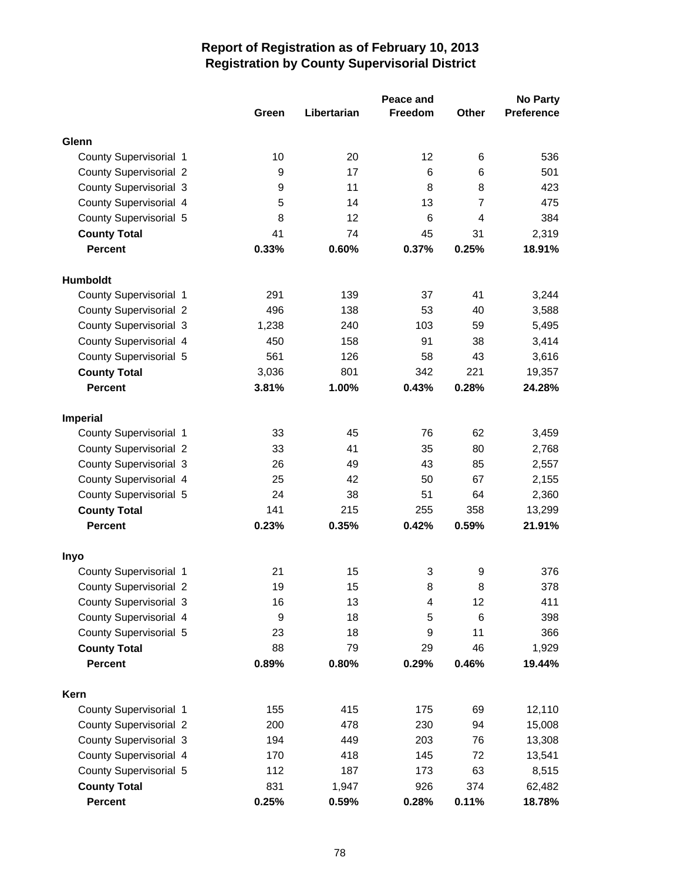# Report of Registration as of February 10, 2013
## Registration by County Supervisorial District

| | Green | Libertarian | Peace and Freedom | Other | No Party Preference |
|---|---|---|---|---|---|
| **Glenn** | | | | | |
| County Supervisorial 1 | 10 | 20 | 12 | 6 | 536 |
| County Supervisorial 2 | 9 | 17 | 6 | 6 | 501 |
| County Supervisorial 3 | 9 | 11 | 8 | 8 | 423 |
| County Supervisorial 4 | 5 | 14 | 13 | 7 | 475 |
| County Supervisorial 5 | 8 | 12 | 6 | 4 | 384 |
| **County Total** | 41 | 74 | 45 | 31 | 2,319 |
| **Percent** | **0.33%** | **0.60%** | **0.37%** | **0.25%** | **18.91%** |
| **Humboldt** | | | | | |
| County Supervisorial 1 | 291 | 139 | 37 | 41 | 3,244 |
| County Supervisorial 2 | 496 | 138 | 53 | 40 | 3,588 |
| County Supervisorial 3 | 1,238 | 240 | 103 | 59 | 5,495 |
| County Supervisorial 4 | 450 | 158 | 91 | 38 | 3,414 |
| County Supervisorial 5 | 561 | 126 | 58 | 43 | 3,616 |
| **County Total** | 3,036 | 801 | 342 | 221 | 19,357 |
| **Percent** | **3.81%** | **1.00%** | **0.43%** | **0.28%** | **24.28%** |
| **Imperial** | | | | | |
| County Supervisorial 1 | 33 | 45 | 76 | 62 | 3,459 |
| County Supervisorial 2 | 33 | 41 | 35 | 80 | 2,768 |
| County Supervisorial 3 | 26 | 49 | 43 | 85 | 2,557 |
| County Supervisorial 4 | 25 | 42 | 50 | 67 | 2,155 |
| County Supervisorial 5 | 24 | 38 | 51 | 64 | 2,360 |
| **County Total** | 141 | 215 | 255 | 358 | 13,299 |
| **Percent** | **0.23%** | **0.35%** | **0.42%** | **0.59%** | **21.91%** |
| **Inyo** | | | | | |
| County Supervisorial 1 | 21 | 15 | 3 | 9 | 376 |
| County Supervisorial 2 | 19 | 15 | 8 | 8 | 378 |
| County Supervisorial 3 | 16 | 13 | 4 | 12 | 411 |
| County Supervisorial 4 | 9 | 18 | 5 | 6 | 398 |
| County Supervisorial 5 | 23 | 18 | 9 | 11 | 366 |
| **County Total** | 88 | 79 | 29 | 46 | 1,929 |
| **Percent** | **0.89%** | **0.80%** | **0.29%** | **0.46%** | **19.44%** |
| **Kern** | | | | | |
| County Supervisorial 1 | 155 | 415 | 175 | 69 | 12,110 |
| County Supervisorial 2 | 200 | 478 | 230 | 94 | 15,008 |
| County Supervisorial 3 | 194 | 449 | 203 | 76 | 13,308 |
| County Supervisorial 4 | 170 | 418 | 145 | 72 | 13,541 |
| County Supervisorial 5 | 112 | 187 | 173 | 63 | 8,515 |
| **County Total** | 831 | 1,947 | 926 | 374 | 62,482 |
| **Percent** | **0.25%** | **0.59%** | **0.28%** | **0.11%** | **18.78%** |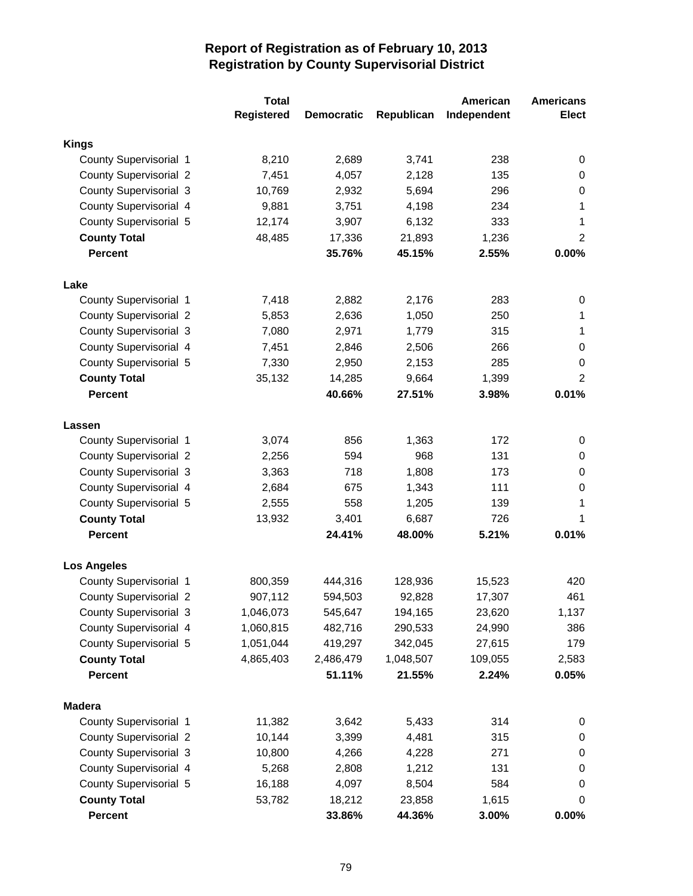# Report of Registration as of February 10, 2013
## Registration by County Supervisorial District

| | Total Registered | Democratic | Republican | American Independent | Americans Elect |
|---|---|---|---|---|---|
| **Kings** | | | | | |
| County Supervisorial 1 | 8,210 | 2,689 | 3,741 | 238 | 0 |
| County Supervisorial 2 | 7,451 | 4,057 | 2,128 | 135 | 0 |
| County Supervisorial 3 | 10,769 | 2,932 | 5,694 | 296 | 0 |
| County Supervisorial 4 | 9,881 | 3,751 | 4,198 | 234 | 1 |
| County Supervisorial 5 | 12,174 | 3,907 | 6,132 | 333 | 1 |
| **County Total** | 48,485 | 17,336 | 21,893 | 1,236 | 2 |
| **Percent** | | **35.76%** | **45.15%** | **2.55%** | **0.00%** |
| **Lake** | | | | | |
| County Supervisorial 1 | 7,418 | 2,882 | 2,176 | 283 | 0 |
| County Supervisorial 2 | 5,853 | 2,636 | 1,050 | 250 | 1 |
| County Supervisorial 3 | 7,080 | 2,971 | 1,779 | 315 | 1 |
| County Supervisorial 4 | 7,451 | 2,846 | 2,506 | 266 | 0 |
| County Supervisorial 5 | 7,330 | 2,950 | 2,153 | 285 | 0 |
| **County Total** | 35,132 | 14,285 | 9,664 | 1,399 | 2 |
| **Percent** | | **40.66%** | **27.51%** | **3.98%** | **0.01%** |
| **Lassen** | | | | | |
| County Supervisorial 1 | 3,074 | 856 | 1,363 | 172 | 0 |
| County Supervisorial 2 | 2,256 | 594 | 968 | 131 | 0 |
| County Supervisorial 3 | 3,363 | 718 | 1,808 | 173 | 0 |
| County Supervisorial 4 | 2,684 | 675 | 1,343 | 111 | 0 |
| County Supervisorial 5 | 2,555 | 558 | 1,205 | 139 | 1 |
| **County Total** | 13,932 | 3,401 | 6,687 | 726 | 1 |
| **Percent** | | **24.41%** | **48.00%** | **5.21%** | **0.01%** |
| **Los Angeles** | | | | | |
| County Supervisorial 1 | 800,359 | 444,316 | 128,936 | 15,523 | 420 |
| County Supervisorial 2 | 907,112 | 594,503 | 92,828 | 17,307 | 461 |
| County Supervisorial 3 | 1,046,073 | 545,647 | 194,165 | 23,620 | 1,137 |
| County Supervisorial 4 | 1,060,815 | 482,716 | 290,533 | 24,990 | 386 |
| County Supervisorial 5 | 1,051,044 | 419,297 | 342,045 | 27,615 | 179 |
| **County Total** | 4,865,403 | 2,486,479 | 1,048,507 | 109,055 | 2,583 |
| **Percent** | | **51.11%** | **21.55%** | **2.24%** | **0.05%** |
| **Madera** | | | | | |
| County Supervisorial 1 | 11,382 | 3,642 | 5,433 | 314 | 0 |
| County Supervisorial 2 | 10,144 | 3,399 | 4,481 | 315 | 0 |
| County Supervisorial 3 | 10,800 | 4,266 | 4,228 | 271 | 0 |
| County Supervisorial 4 | 5,268 | 2,808 | 1,212 | 131 | 0 |
| County Supervisorial 5 | 16,188 | 4,097 | 8,504 | 584 | 0 |
| **County Total** | 53,782 | 18,212 | 23,858 | 1,615 | 0 |
| **Percent** | | **33.86%** | **44.36%** | **3.00%** | **0.00%** |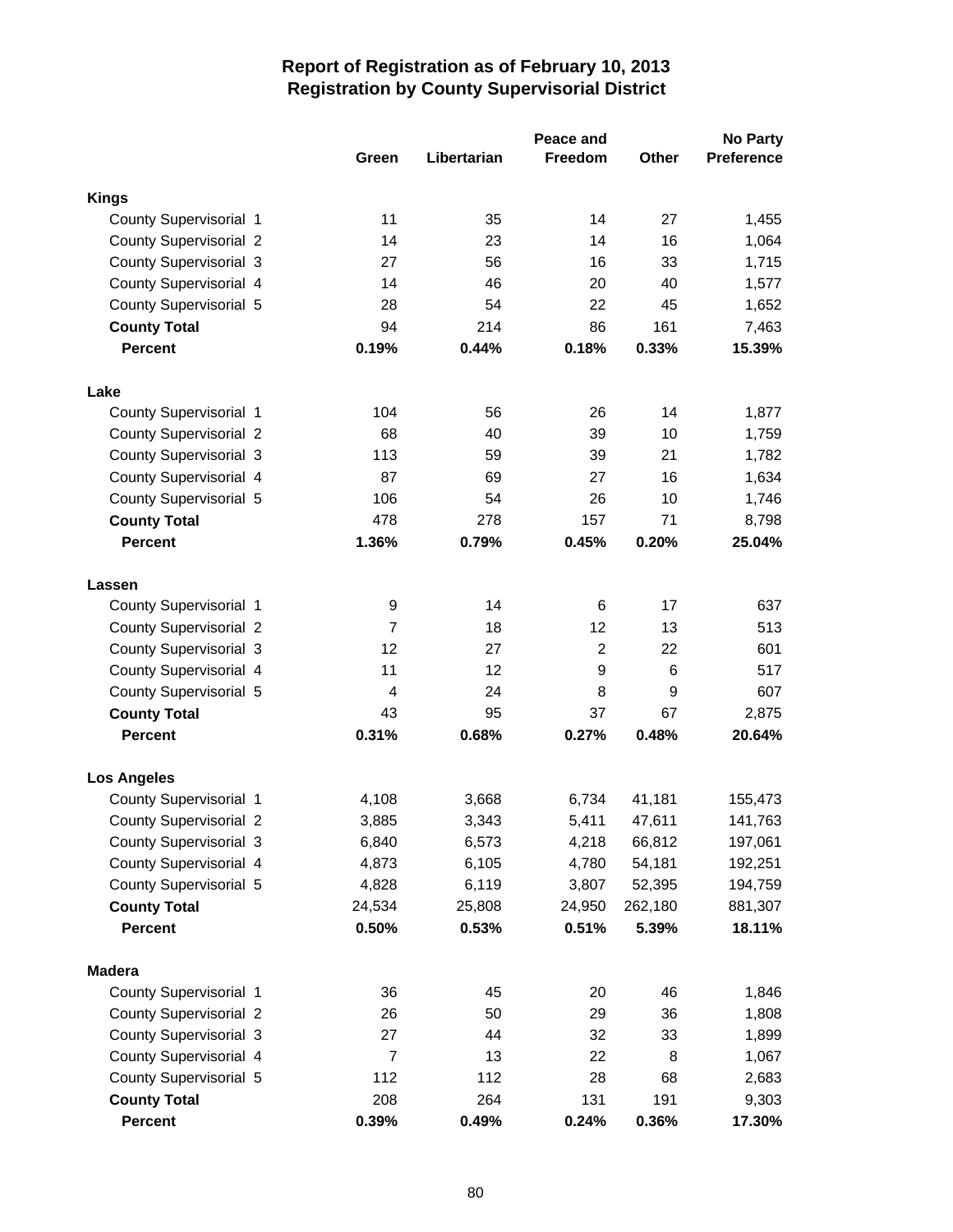# Report of Registration as of February 10, 2013
## Registration by County Supervisorial District

| | Green | Libertarian | Peace and Freedom | Other | No Party Preference |
|---|---|---|---|---|---|
| **Kings** | | | | | |
| County Supervisorial 1 | 11 | 35 | 14 | 27 | 1,455 |
| County Supervisorial 2 | 14 | 23 | 14 | 16 | 1,064 |
| County Supervisorial 3 | 27 | 56 | 16 | 33 | 1,715 |
| County Supervisorial 4 | 14 | 46 | 20 | 40 | 1,577 |
| County Supervisorial 5 | 28 | 54 | 22 | 45 | 1,652 |
| **County Total** | 94 | 214 | 86 | 161 | 7,463 |
| **Percent** | **0.19%** | **0.44%** | **0.18%** | **0.33%** | **15.39%** |
| **Lake** | | | | | |
| County Supervisorial 1 | 104 | 56 | 26 | 14 | 1,877 |
| County Supervisorial 2 | 68 | 40 | 39 | 10 | 1,759 |
| County Supervisorial 3 | 113 | 59 | 39 | 21 | 1,782 |
| County Supervisorial 4 | 87 | 69 | 27 | 16 | 1,634 |
| County Supervisorial 5 | 106 | 54 | 26 | 10 | 1,746 |
| **County Total** | 478 | 278 | 157 | 71 | 8,798 |
| **Percent** | **1.36%** | **0.79%** | **0.45%** | **0.20%** | **25.04%** |
| **Lassen** | | | | | |
| County Supervisorial 1 | 9 | 14 | 6 | 17 | 637 |
| County Supervisorial 2 | 7 | 18 | 12 | 13 | 513 |
| County Supervisorial 3 | 12 | 27 | 2 | 22 | 601 |
| County Supervisorial 4 | 11 | 12 | 9 | 6 | 517 |
| County Supervisorial 5 | 4 | 24 | 8 | 9 | 607 |
| **County Total** | 43 | 95 | 37 | 67 | 2,875 |
| **Percent** | **0.31%** | **0.68%** | **0.27%** | **0.48%** | **20.64%** |
| **Los Angeles** | | | | | |
| County Supervisorial 1 | 4,108 | 3,668 | 6,734 | 41,181 | 155,473 |
| County Supervisorial 2 | 3,885 | 3,343 | 5,411 | 47,611 | 141,763 |
| County Supervisorial 3 | 6,840 | 6,573 | 4,218 | 66,812 | 197,061 |
| County Supervisorial 4 | 4,873 | 6,105 | 4,780 | 54,181 | 192,251 |
| County Supervisorial 5 | 4,828 | 6,119 | 3,807 | 52,395 | 194,759 |
| **County Total** | 24,534 | 25,808 | 24,950 | 262,180 | 881,307 |
| **Percent** | **0.50%** | **0.53%** | **0.51%** | **5.39%** | **18.11%** |
| **Madera** | | | | | |
| County Supervisorial 1 | 36 | 45 | 20 | 46 | 1,846 |
| County Supervisorial 2 | 26 | 50 | 29 | 36 | 1,808 |
| County Supervisorial 3 | 27 | 44 | 32 | 33 | 1,899 |
| County Supervisorial 4 | 7 | 13 | 22 | 8 | 1,067 |
| County Supervisorial 5 | 112 | 112 | 28 | 68 | 2,683 |
| **County Total** | 208 | 264 | 131 | 191 | 9,303 |
| **Percent** | **0.39%** | **0.49%** | **0.24%** | **0.36%** | **17.30%** |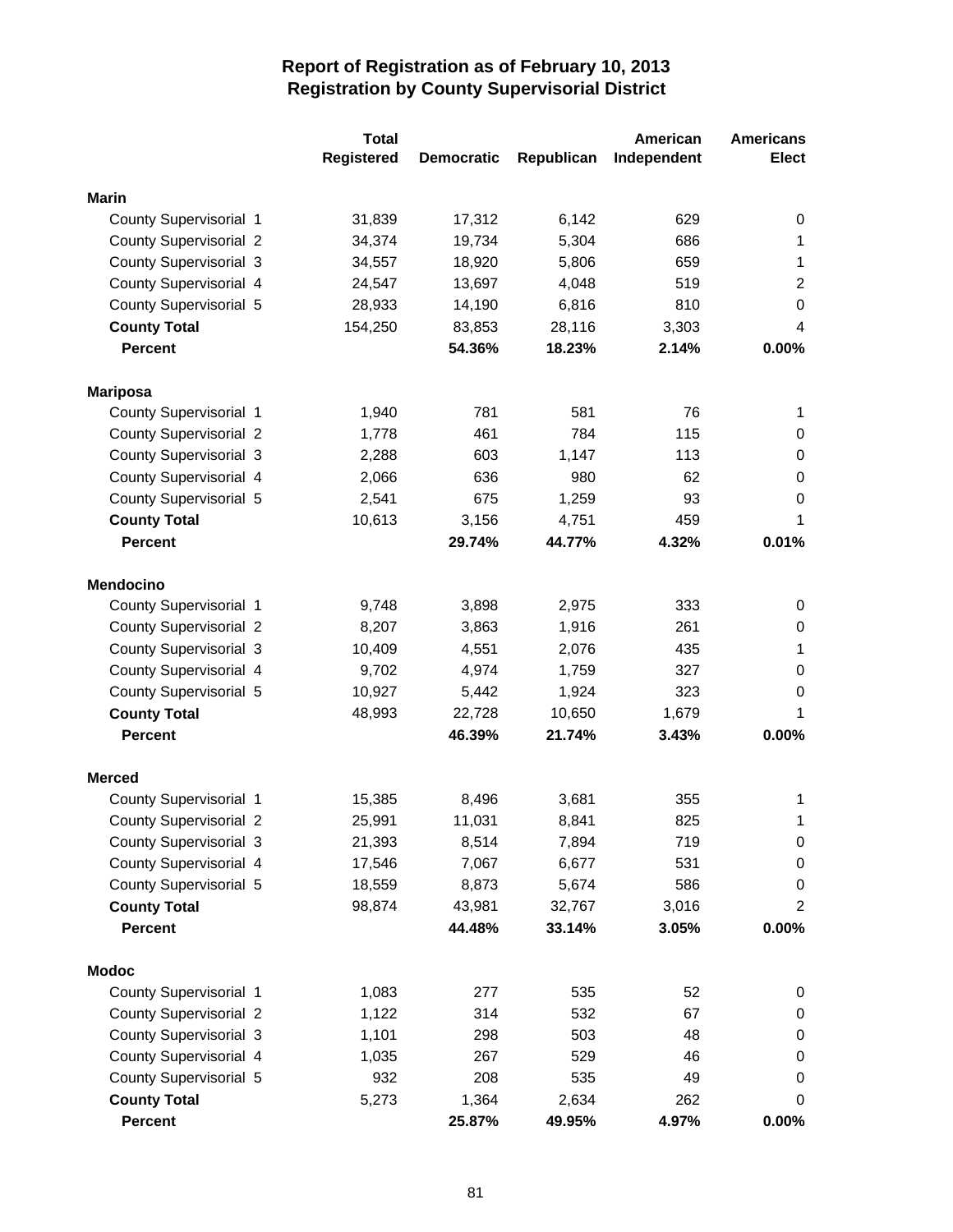# Report of Registration as of February 10, 2013
## Registration by County Supervisorial District

| | Total Registered | Democratic | Republican | American Independent | Americans Elect |
|---|---|---|---|---|---|
| **Marin** | | | | | |
| County Supervisorial 1 | 31,839 | 17,312 | 6,142 | 629 | 0 |
| County Supervisorial 2 | 34,374 | 19,734 | 5,304 | 686 | 1 |
| County Supervisorial 3 | 34,557 | 18,920 | 5,806 | 659 | 1 |
| County Supervisorial 4 | 24,547 | 13,697 | 4,048 | 519 | 2 |
| County Supervisorial 5 | 28,933 | 14,190 | 6,816 | 810 | 0 |
| **County Total** | 154,250 | 83,853 | 28,116 | 3,303 | 4 |
| **Percent** | | **54.36%** | **18.23%** | **2.14%** | **0.00%** |
| **Mariposa** | | | | | |
| County Supervisorial 1 | 1,940 | 781 | 581 | 76 | 1 |
| County Supervisorial 2 | 1,778 | 461 | 784 | 115 | 0 |
| County Supervisorial 3 | 2,288 | 603 | 1,147 | 113 | 0 |
| County Supervisorial 4 | 2,066 | 636 | 980 | 62 | 0 |
| County Supervisorial 5 | 2,541 | 675 | 1,259 | 93 | 0 |
| **County Total** | 10,613 | 3,156 | 4,751 | 459 | 1 |
| **Percent** | | **29.74%** | **44.77%** | **4.32%** | **0.01%** |
| **Mendocino** | | | | | |
| County Supervisorial 1 | 9,748 | 3,898 | 2,975 | 333 | 0 |
| County Supervisorial 2 | 8,207 | 3,863 | 1,916 | 261 | 0 |
| County Supervisorial 3 | 10,409 | 4,551 | 2,076 | 435 | 1 |
| County Supervisorial 4 | 9,702 | 4,974 | 1,759 | 327 | 0 |
| County Supervisorial 5 | 10,927 | 5,442 | 1,924 | 323 | 0 |
| **County Total** | 48,993 | 22,728 | 10,650 | 1,679 | 1 |
| **Percent** | | **46.39%** | **21.74%** | **3.43%** | **0.00%** |
| **Merced** | | | | | |
| County Supervisorial 1 | 15,385 | 8,496 | 3,681 | 355 | 1 |
| County Supervisorial 2 | 25,991 | 11,031 | 8,841 | 825 | 1 |
| County Supervisorial 3 | 21,393 | 8,514 | 7,894 | 719 | 0 |
| County Supervisorial 4 | 17,546 | 7,067 | 6,677 | 531 | 0 |
| County Supervisorial 5 | 18,559 | 8,873 | 5,674 | 586 | 0 |
| **County Total** | 98,874 | 43,981 | 32,767 | 3,016 | 2 |
| **Percent** | | **44.48%** | **33.14%** | **3.05%** | **0.00%** |
| **Modoc** | | | | | |
| County Supervisorial 1 | 1,083 | 277 | 535 | 52 | 0 |
| County Supervisorial 2 | 1,122 | 314 | 532 | 67 | 0 |
| County Supervisorial 3 | 1,101 | 298 | 503 | 48 | 0 |
| County Supervisorial 4 | 1,035 | 267 | 529 | 46 | 0 |
| County Supervisorial 5 | 932 | 208 | 535 | 49 | 0 |
| **County Total** | 5,273 | 1,364 | 2,634 | 262 | 0 |
| **Percent** | | **25.87%** | **49.95%** | **4.97%** | **0.00%** |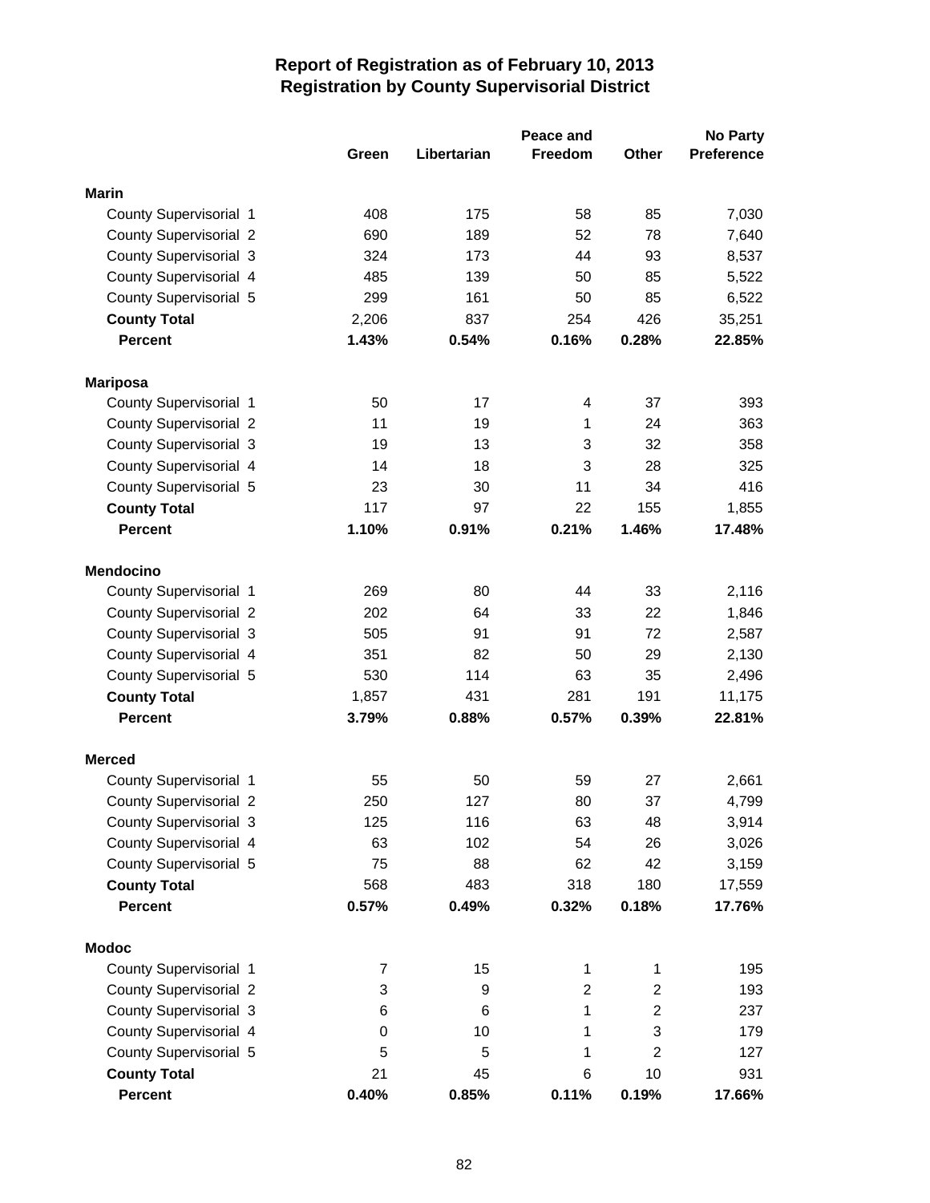# Report of Registration as of February 10, 2013
## Registration by County Supervisorial District

| | Green | Libertarian | Peace and Freedom | Other | No Party Preference |
|---|---|---|---|---|---|
| **Marin** | | | | | |
| County Supervisorial 1 | 408 | 175 | 58 | 85 | 7,030 |
| County Supervisorial 2 | 690 | 189 | 52 | 78 | 7,640 |
| County Supervisorial 3 | 324 | 173 | 44 | 93 | 8,537 |
| County Supervisorial 4 | 485 | 139 | 50 | 85 | 5,522 |
| County Supervisorial 5 | 299 | 161 | 50 | 85 | 6,522 |
| **County Total** | 2,206 | 837 | 254 | 426 | 35,251 |
| **Percent** | **1.43%** | **0.54%** | **0.16%** | **0.28%** | **22.85%** |
| **Mariposa** | | | | | |
| County Supervisorial 1 | 50 | 17 | 4 | 37 | 393 |
| County Supervisorial 2 | 11 | 19 | 1 | 24 | 363 |
| County Supervisorial 3 | 19 | 13 | 3 | 32 | 358 |
| County Supervisorial 4 | 14 | 18 | 3 | 28 | 325 |
| County Supervisorial 5 | 23 | 30 | 11 | 34 | 416 |
| **County Total** | 117 | 97 | 22 | 155 | 1,855 |
| **Percent** | **1.10%** | **0.91%** | **0.21%** | **1.46%** | **17.48%** |
| **Mendocino** | | | | | |
| County Supervisorial 1 | 269 | 80 | 44 | 33 | 2,116 |
| County Supervisorial 2 | 202 | 64 | 33 | 22 | 1,846 |
| County Supervisorial 3 | 505 | 91 | 91 | 72 | 2,587 |
| County Supervisorial 4 | 351 | 82 | 50 | 29 | 2,130 |
| County Supervisorial 5 | 530 | 114 | 63 | 35 | 2,496 |
| **County Total** | 1,857 | 431 | 281 | 191 | 11,175 |
| **Percent** | **3.79%** | **0.88%** | **0.57%** | **0.39%** | **22.81%** |
| **Merced** | | | | | |
| County Supervisorial 1 | 55 | 50 | 59 | 27 | 2,661 |
| County Supervisorial 2 | 250 | 127 | 80 | 37 | 4,799 |
| County Supervisorial 3 | 125 | 116 | 63 | 48 | 3,914 |
| County Supervisorial 4 | 63 | 102 | 54 | 26 | 3,026 |
| County Supervisorial 5 | 75 | 88 | 62 | 42 | 3,159 |
| **County Total** | 568 | 483 | 318 | 180 | 17,559 |
| **Percent** | **0.57%** | **0.49%** | **0.32%** | **0.18%** | **17.76%** |
| **Modoc** | | | | | |
| County Supervisorial 1 | 7 | 15 | 1 | 1 | 195 |
| County Supervisorial 2 | 3 | 9 | 2 | 2 | 193 |
| County Supervisorial 3 | 6 | 6 | 1 | 2 | 237 |
| County Supervisorial 4 | 0 | 10 | 1 | 3 | 179 |
| County Supervisorial 5 | 5 | 5 | 1 | 2 | 127 |
| **County Total** | 21 | 45 | 6 | 10 | 931 |
| **Percent** | **0.40%** | **0.85%** | **0.11%** | **0.19%** | **17.66%** |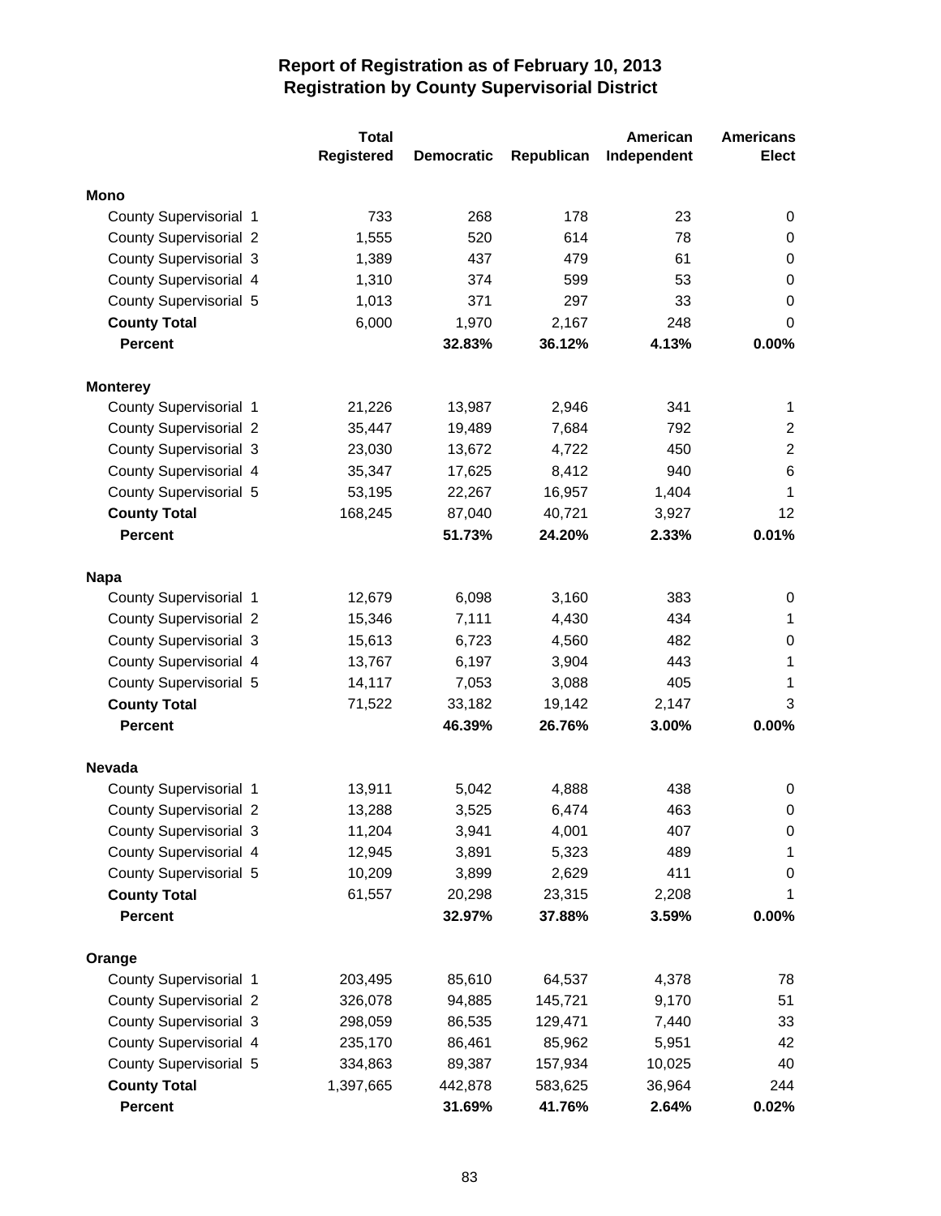# Report of Registration as of February 10, 2013
## Registration by County Supervisorial District

| | Total Registered | Democratic | Republican | American Independent | Americans Elect |
|---|---|---|---|---|---|
| **Mono** | | | | | |
| County Supervisorial 1 | 733 | 268 | 178 | 23 | 0 |
| County Supervisorial 2 | 1,555 | 520 | 614 | 78 | 0 |
| County Supervisorial 3 | 1,389 | 437 | 479 | 61 | 0 |
| County Supervisorial 4 | 1,310 | 374 | 599 | 53 | 0 |
| County Supervisorial 5 | 1,013 | 371 | 297 | 33 | 0 |
| **County Total** | 6,000 | 1,970 | 2,167 | 248 | 0 |
| **Percent** | | **32.83%** | **36.12%** | **4.13%** | **0.00%** |
| **Monterey** | | | | | |
| County Supervisorial 1 | 21,226 | 13,987 | 2,946 | 341 | 1 |
| County Supervisorial 2 | 35,447 | 19,489 | 7,684 | 792 | 2 |
| County Supervisorial 3 | 23,030 | 13,672 | 4,722 | 450 | 2 |
| County Supervisorial 4 | 35,347 | 17,625 | 8,412 | 940 | 6 |
| County Supervisorial 5 | 53,195 | 22,267 | 16,957 | 1,404 | 1 |
| **County Total** | 168,245 | 87,040 | 40,721 | 3,927 | 12 |
| **Percent** | | **51.73%** | **24.20%** | **2.33%** | **0.01%** |
| **Napa** | | | | | |
| County Supervisorial 1 | 12,679 | 6,098 | 3,160 | 383 | 0 |
| County Supervisorial 2 | 15,346 | 7,111 | 4,430 | 434 | 1 |
| County Supervisorial 3 | 15,613 | 6,723 | 4,560 | 482 | 0 |
| County Supervisorial 4 | 13,767 | 6,197 | 3,904 | 443 | 1 |
| County Supervisorial 5 | 14,117 | 7,053 | 3,088 | 405 | 1 |
| **County Total** | 71,522 | 33,182 | 19,142 | 2,147 | 3 |
| **Percent** | | **46.39%** | **26.76%** | **3.00%** | **0.00%** |
| **Nevada** | | | | | |
| County Supervisorial 1 | 13,911 | 5,042 | 4,888 | 438 | 0 |
| County Supervisorial 2 | 13,288 | 3,525 | 6,474 | 463 | 0 |
| County Supervisorial 3 | 11,204 | 3,941 | 4,001 | 407 | 0 |
| County Supervisorial 4 | 12,945 | 3,891 | 5,323 | 489 | 1 |
| County Supervisorial 5 | 10,209 | 3,899 | 2,629 | 411 | 0 |
| **County Total** | 61,557 | 20,298 | 23,315 | 2,208 | 1 |
| **Percent** | | **32.97%** | **37.88%** | **3.59%** | **0.00%** |
| **Orange** | | | | | |
| County Supervisorial 1 | 203,495 | 85,610 | 64,537 | 4,378 | 78 |
| County Supervisorial 2 | 326,078 | 94,885 | 145,721 | 9,170 | 51 |
| County Supervisorial 3 | 298,059 | 86,535 | 129,471 | 7,440 | 33 |
| County Supervisorial 4 | 235,170 | 86,461 | 85,962 | 5,951 | 42 |
| County Supervisorial 5 | 334,863 | 89,387 | 157,934 | 10,025 | 40 |
| **County Total** | 1,397,665 | 442,878 | 583,625 | 36,964 | 244 |
| **Percent** | | **31.69%** | **41.76%** | **2.64%** | **0.02%** |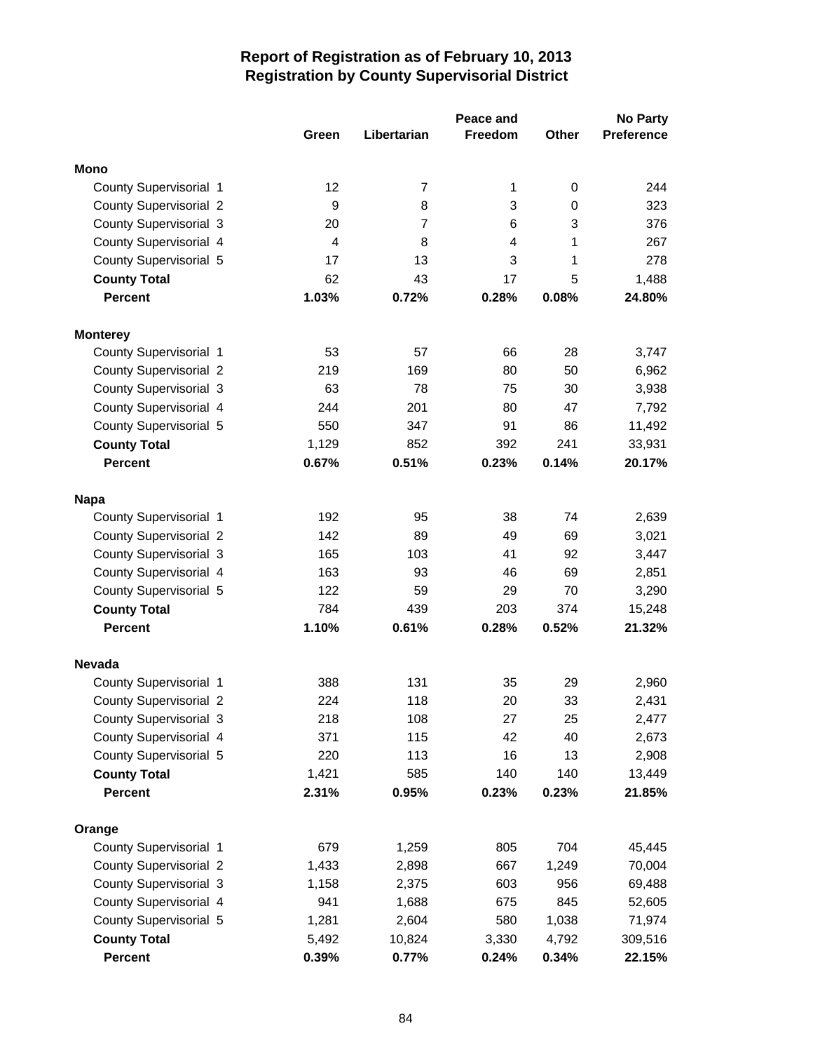# Report of Registration as of February 10, 2013
## Registration by County Supervisorial District

| | Green | Libertarian | Peace and Freedom | Other | No Party Preference |
|---|---|---|---|---|---|
| **Mono** | | | | | |
| County Supervisorial 1 | 12 | 7 | 1 | 0 | 244 |
| County Supervisorial 2 | 9 | 8 | 3 | 0 | 323 |
| County Supervisorial 3 | 20 | 7 | 6 | 3 | 376 |
| County Supervisorial 4 | 4 | 8 | 4 | 1 | 267 |
| County Supervisorial 5 | 17 | 13 | 3 | 1 | 278 |
| **County Total** | 62 | 43 | 17 | 5 | 1,488 |
| **Percent** | **1.03%** | **0.72%** | **0.28%** | **0.08%** | **24.80%** |
| **Monterey** | | | | | |
| County Supervisorial 1 | 53 | 57 | 66 | 28 | 3,747 |
| County Supervisorial 2 | 219 | 169 | 80 | 50 | 6,962 |
| County Supervisorial 3 | 63 | 78 | 75 | 30 | 3,938 |
| County Supervisorial 4 | 244 | 201 | 80 | 47 | 7,792 |
| County Supervisorial 5 | 550 | 347 | 91 | 86 | 11,492 |
| **County Total** | 1,129 | 852 | 392 | 241 | 33,931 |
| **Percent** | **0.67%** | **0.51%** | **0.23%** | **0.14%** | **20.17%** |
| **Napa** | | | | | |
| County Supervisorial 1 | 192 | 95 | 38 | 74 | 2,639 |
| County Supervisorial 2 | 142 | 89 | 49 | 69 | 3,021 |
| County Supervisorial 3 | 165 | 103 | 41 | 92 | 3,447 |
| County Supervisorial 4 | 163 | 93 | 46 | 69 | 2,851 |
| County Supervisorial 5 | 122 | 59 | 29 | 70 | 3,290 |
| **County Total** | 784 | 439 | 203 | 374 | 15,248 |
| **Percent** | **1.10%** | **0.61%** | **0.28%** | **0.52%** | **21.32%** |
| **Nevada** | | | | | |
| County Supervisorial 1 | 388 | 131 | 35 | 29 | 2,960 |
| County Supervisorial 2 | 224 | 118 | 20 | 33 | 2,431 |
| County Supervisorial 3 | 218 | 108 | 27 | 25 | 2,477 |
| County Supervisorial 4 | 371 | 115 | 42 | 40 | 2,673 |
| County Supervisorial 5 | 220 | 113 | 16 | 13 | 2,908 |
| **County Total** | 1,421 | 585 | 140 | 140 | 13,449 |
| **Percent** | **2.31%** | **0.95%** | **0.23%** | **0.23%** | **21.85%** |
| **Orange** | | | | | |
| County Supervisorial 1 | 679 | 1,259 | 805 | 704 | 45,445 |
| County Supervisorial 2 | 1,433 | 2,898 | 667 | 1,249 | 70,004 |
| County Supervisorial 3 | 1,158 | 2,375 | 603 | 956 | 69,488 |
| County Supervisorial 4 | 941 | 1,688 | 675 | 845 | 52,605 |
| County Supervisorial 5 | 1,281 | 2,604 | 580 | 1,038 | 71,974 |
| **County Total** | 5,492 | 10,824 | 3,330 | 4,792 | 309,516 |
| **Percent** | **0.39%** | **0.77%** | **0.24%** | **0.34%** | **22.15%** |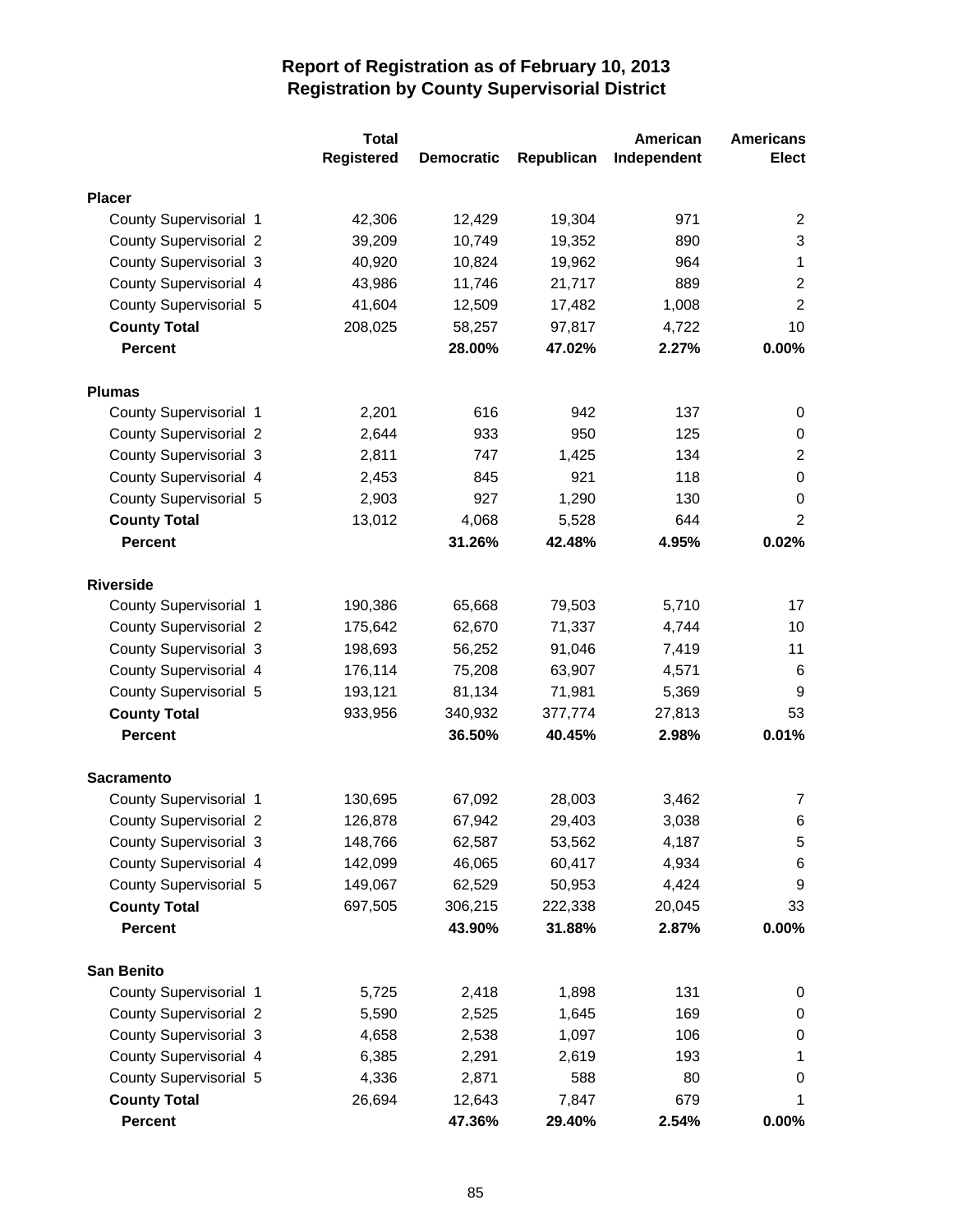# Report of Registration as of February 10, 2013
## Registration by County Supervisorial District

| | Total Registered | Democratic | Republican | American Independent | Americans Elect |
|---|---|---|---|---|---|
| **Placer** | | | | | |
| County Supervisorial 1 | 42,306 | 12,429 | 19,304 | 971 | 2 |
| County Supervisorial 2 | 39,209 | 10,749 | 19,352 | 890 | 3 |
| County Supervisorial 3 | 40,920 | 10,824 | 19,962 | 964 | 1 |
| County Supervisorial 4 | 43,986 | 11,746 | 21,717 | 889 | 2 |
| County Supervisorial 5 | 41,604 | 12,509 | 17,482 | 1,008 | 2 |
| **County Total** | 208,025 | 58,257 | 97,817 | 4,722 | 10 |
| **Percent** | | **28.00%** | **47.02%** | **2.27%** | **0.00%** |
| **Plumas** | | | | | |
| County Supervisorial 1 | 2,201 | 616 | 942 | 137 | 0 |
| County Supervisorial 2 | 2,644 | 933 | 950 | 125 | 0 |
| County Supervisorial 3 | 2,811 | 747 | 1,425 | 134 | 2 |
| County Supervisorial 4 | 2,453 | 845 | 921 | 118 | 0 |
| County Supervisorial 5 | 2,903 | 927 | 1,290 | 130 | 0 |
| **County Total** | 13,012 | 4,068 | 5,528 | 644 | 2 |
| **Percent** | | **31.26%** | **42.48%** | **4.95%** | **0.02%** |
| **Riverside** | | | | | |
| County Supervisorial 1 | 190,386 | 65,668 | 79,503 | 5,710 | 17 |
| County Supervisorial 2 | 175,642 | 62,670 | 71,337 | 4,744 | 10 |
| County Supervisorial 3 | 198,693 | 56,252 | 91,046 | 7,419 | 11 |
| County Supervisorial 4 | 176,114 | 75,208 | 63,907 | 4,571 | 6 |
| County Supervisorial 5 | 193,121 | 81,134 | 71,981 | 5,369 | 9 |
| **County Total** | 933,956 | 340,932 | 377,774 | 27,813 | 53 |
| **Percent** | | **36.50%** | **40.45%** | **2.98%** | **0.01%** |
| **Sacramento** | | | | | |
| County Supervisorial 1 | 130,695 | 67,092 | 28,003 | 3,462 | 7 |
| County Supervisorial 2 | 126,878 | 67,942 | 29,403 | 3,038 | 6 |
| County Supervisorial 3 | 148,766 | 62,587 | 53,562 | 4,187 | 5 |
| County Supervisorial 4 | 142,099 | 46,065 | 60,417 | 4,934 | 6 |
| County Supervisorial 5 | 149,067 | 62,529 | 50,953 | 4,424 | 9 |
| **County Total** | 697,505 | 306,215 | 222,338 | 20,045 | 33 |
| **Percent** | | **43.90%** | **31.88%** | **2.87%** | **0.00%** |
| **San Benito** | | | | | |
| County Supervisorial 1 | 5,725 | 2,418 | 1,898 | 131 | 0 |
| County Supervisorial 2 | 5,590 | 2,525 | 1,645 | 169 | 0 |
| County Supervisorial 3 | 4,658 | 2,538 | 1,097 | 106 | 0 |
| County Supervisorial 4 | 6,385 | 2,291 | 2,619 | 193 | 1 |
| County Supervisorial 5 | 4,336 | 2,871 | 588 | 80 | 0 |
| **County Total** | 26,694 | 12,643 | 7,847 | 679 | 1 |
| **Percent** | | **47.36%** | **29.40%** | **2.54%** | **0.00%** |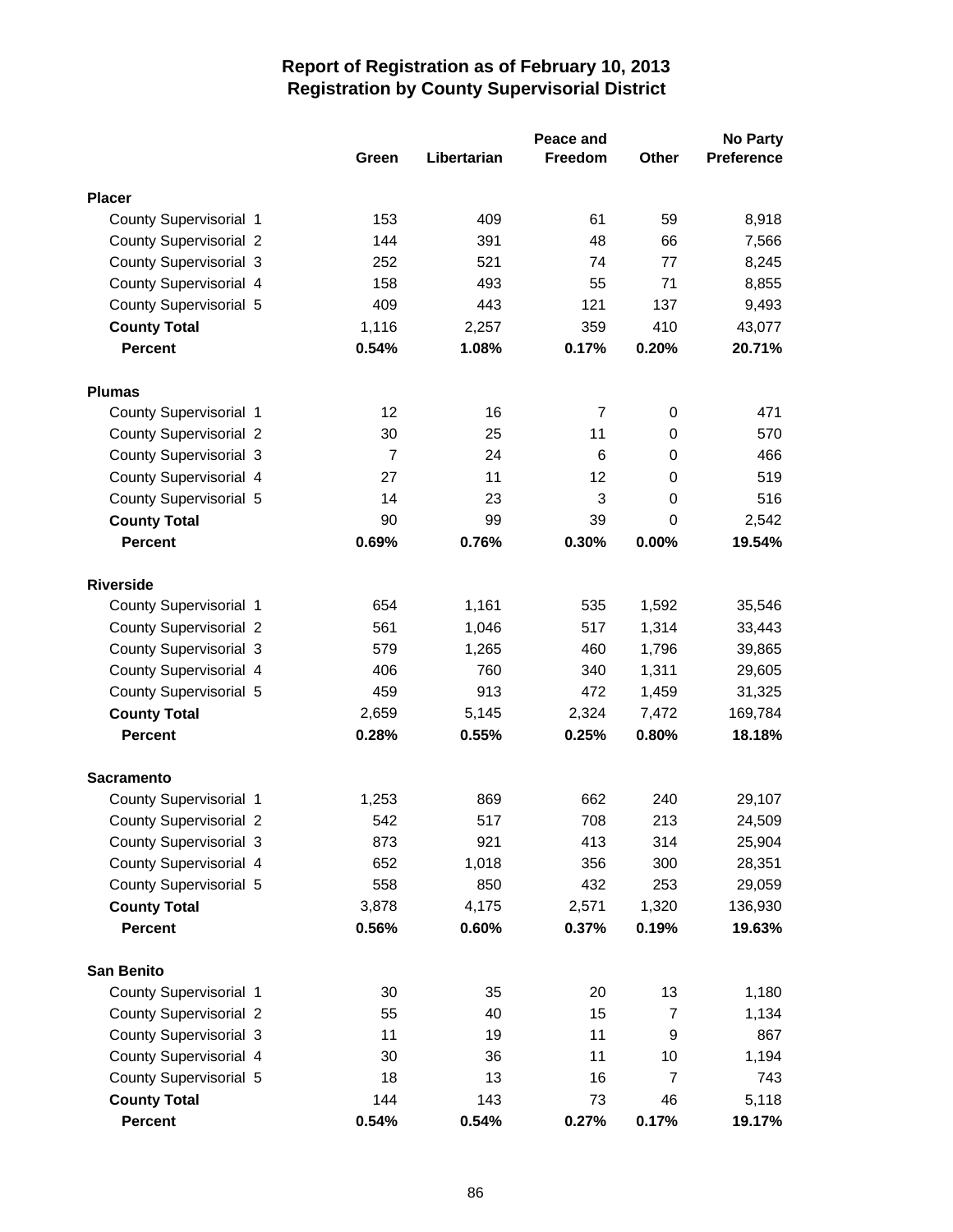# Report of Registration as of February 10, 2013
## Registration by County Supervisorial District

| | Green | Libertarian | Peace and Freedom | Other | No Party Preference |
|---|---|---|---|---|---|
| **Placer** | | | | | |
| County Supervisorial 1 | 153 | 409 | 61 | 59 | 8,918 |
| County Supervisorial 2 | 144 | 391 | 48 | 66 | 7,566 |
| County Supervisorial 3 | 252 | 521 | 74 | 77 | 8,245 |
| County Supervisorial 4 | 158 | 493 | 55 | 71 | 8,855 |
| County Supervisorial 5 | 409 | 443 | 121 | 137 | 9,493 |
| **County Total** | 1,116 | 2,257 | 359 | 410 | 43,077 |
| **Percent** | **0.54%** | **1.08%** | **0.17%** | **0.20%** | **20.71%** |
| **Plumas** | | | | | |
| County Supervisorial 1 | 12 | 16 | 7 | 0 | 471 |
| County Supervisorial 2 | 30 | 25 | 11 | 0 | 570 |
| County Supervisorial 3 | 7 | 24 | 6 | 0 | 466 |
| County Supervisorial 4 | 27 | 11 | 12 | 0 | 519 |
| County Supervisorial 5 | 14 | 23 | 3 | 0 | 516 |
| **County Total** | 90 | 99 | 39 | 0 | 2,542 |
| **Percent** | **0.69%** | **0.76%** | **0.30%** | **0.00%** | **19.54%** |
| **Riverside** | | | | | |
| County Supervisorial 1 | 654 | 1,161 | 535 | 1,592 | 35,546 |
| County Supervisorial 2 | 561 | 1,046 | 517 | 1,314 | 33,443 |
| County Supervisorial 3 | 579 | 1,265 | 460 | 1,796 | 39,865 |
| County Supervisorial 4 | 406 | 760 | 340 | 1,311 | 29,605 |
| County Supervisorial 5 | 459 | 913 | 472 | 1,459 | 31,325 |
| **County Total** | 2,659 | 5,145 | 2,324 | 7,472 | 169,784 |
| **Percent** | **0.28%** | **0.55%** | **0.25%** | **0.80%** | **18.18%** |
| **Sacramento** | | | | | |
| County Supervisorial 1 | 1,253 | 869 | 662 | 240 | 29,107 |
| County Supervisorial 2 | 542 | 517 | 708 | 213 | 24,509 |
| County Supervisorial 3 | 873 | 921 | 413 | 314 | 25,904 |
| County Supervisorial 4 | 652 | 1,018 | 356 | 300 | 28,351 |
| County Supervisorial 5 | 558 | 850 | 432 | 253 | 29,059 |
| **County Total** | 3,878 | 4,175 | 2,571 | 1,320 | 136,930 |
| **Percent** | **0.56%** | **0.60%** | **0.37%** | **0.19%** | **19.63%** |
| **San Benito** | | | | | |
| County Supervisorial 1 | 30 | 35 | 20 | 13 | 1,180 |
| County Supervisorial 2 | 55 | 40 | 15 | 7 | 1,134 |
| County Supervisorial 3 | 11 | 19 | 11 | 9 | 867 |
| County Supervisorial 4 | 30 | 36 | 11 | 10 | 1,194 |
| County Supervisorial 5 | 18 | 13 | 16 | 7 | 743 |
| **County Total** | 144 | 143 | 73 | 46 | 5,118 |
| **Percent** | **0.54%** | **0.54%** | **0.27%** | **0.17%** | **19.17%** |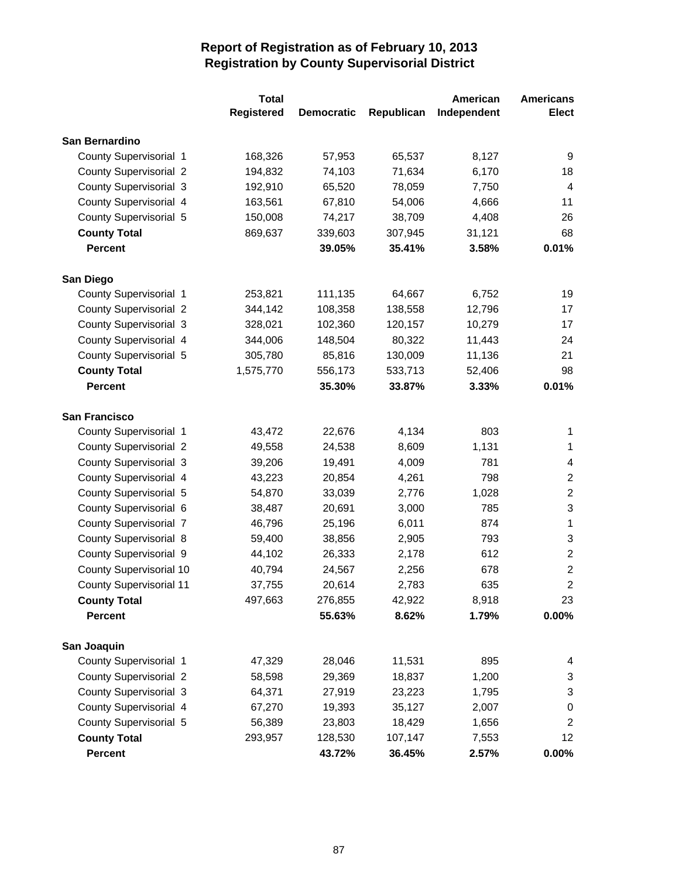# Report of Registration as of February 10, 2013
## Registration by County Supervisorial District

| | Total Registered | Democratic | Republican | American Independent | Americans Elect |
|---|---|---|---|---|---|
| **San Bernardino** | | | | | |
| County Supervisorial 1 | 168,326 | 57,953 | 65,537 | 8,127 | 9 |
| County Supervisorial 2 | 194,832 | 74,103 | 71,634 | 6,170 | 18 |
| County Supervisorial 3 | 192,910 | 65,520 | 78,059 | 7,750 | 4 |
| County Supervisorial 4 | 163,561 | 67,810 | 54,006 | 4,666 | 11 |
| County Supervisorial 5 | 150,008 | 74,217 | 38,709 | 4,408 | 26 |
| **County Total** | 869,637 | 339,603 | 307,945 | 31,121 | 68 |
| **Percent** | | **39.05%** | **35.41%** | **3.58%** | **0.01%** |
| **San Diego** | | | | | |
| County Supervisorial 1 | 253,821 | 111,135 | 64,667 | 6,752 | 19 |
| County Supervisorial 2 | 344,142 | 108,358 | 138,558 | 12,796 | 17 |
| County Supervisorial 3 | 328,021 | 102,360 | 120,157 | 10,279 | 17 |
| County Supervisorial 4 | 344,006 | 148,504 | 80,322 | 11,443 | 24 |
| County Supervisorial 5 | 305,780 | 85,816 | 130,009 | 11,136 | 21 |
| **County Total** | 1,575,770 | 556,173 | 533,713 | 52,406 | 98 |
| **Percent** | | **35.30%** | **33.87%** | **3.33%** | **0.01%** |
| **San Francisco** | | | | | |
| County Supervisorial 1 | 43,472 | 22,676 | 4,134 | 803 | 1 |
| County Supervisorial 2 | 49,558 | 24,538 | 8,609 | 1,131 | 1 |
| County Supervisorial 3 | 39,206 | 19,491 | 4,009 | 781 | 4 |
| County Supervisorial 4 | 43,223 | 20,854 | 4,261 | 798 | 2 |
| County Supervisorial 5 | 54,870 | 33,039 | 2,776 | 1,028 | 2 |
| County Supervisorial 6 | 38,487 | 20,691 | 3,000 | 785 | 3 |
| County Supervisorial 7 | 46,796 | 25,196 | 6,011 | 874 | 1 |
| County Supervisorial 8 | 59,400 | 38,856 | 2,905 | 793 | 3 |
| County Supervisorial 9 | 44,102 | 26,333 | 2,178 | 612 | 2 |
| County Supervisorial 10 | 40,794 | 24,567 | 2,256 | 678 | 2 |
| County Supervisorial 11 | 37,755 | 20,614 | 2,783 | 635 | 2 |
| **County Total** | 497,663 | 276,855 | 42,922 | 8,918 | 23 |
| **Percent** | | **55.63%** | **8.62%** | **1.79%** | **0.00%** |
| **San Joaquin** | | | | | |
| County Supervisorial 1 | 47,329 | 28,046 | 11,531 | 895 | 4 |
| County Supervisorial 2 | 58,598 | 29,369 | 18,837 | 1,200 | 3 |
| County Supervisorial 3 | 64,371 | 27,919 | 23,223 | 1,795 | 3 |
| County Supervisorial 4 | 67,270 | 19,393 | 35,127 | 2,007 | 0 |
| County Supervisorial 5 | 56,389 | 23,803 | 18,429 | 1,656 | 2 |
| **County Total** | 293,957 | 128,530 | 107,147 | 7,553 | 12 |
| **Percent** | | **43.72%** | **36.45%** | **2.57%** | **0.00%** |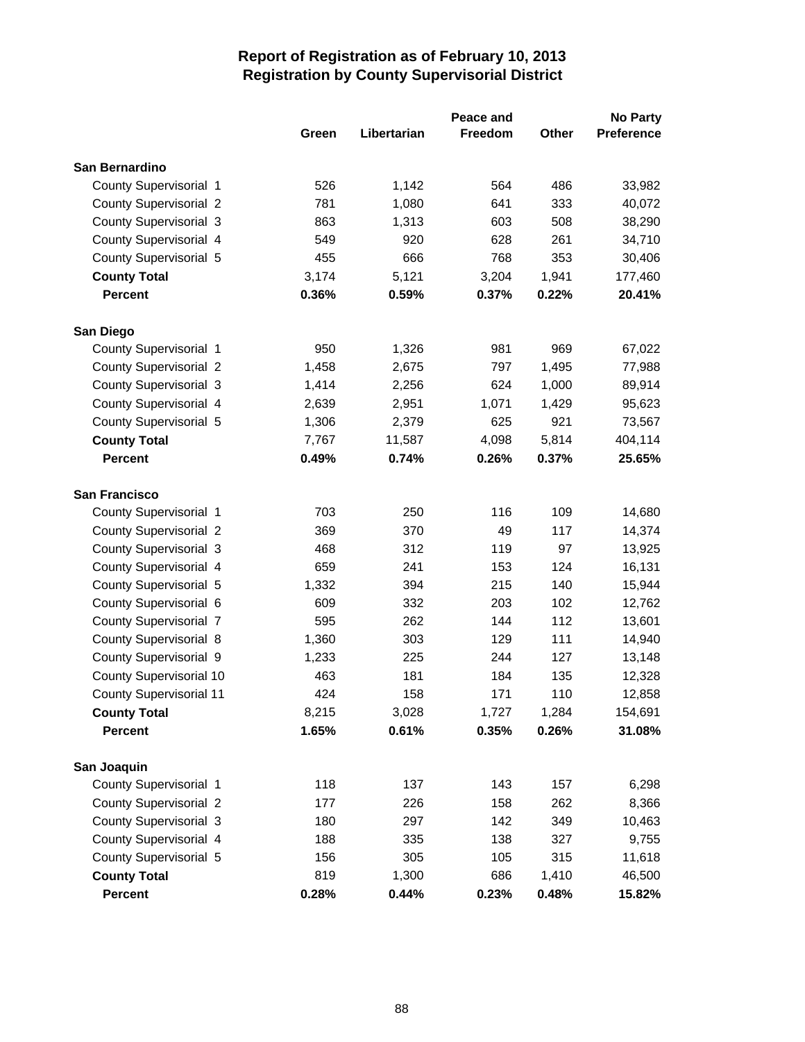# Report of Registration as of February 10, 2013
## Registration by County Supervisorial District

| | Green | Libertarian | Peace and Freedom | Other | No Party Preference |
|---|---|---|---|---|---|
| **San Bernardino** | | | | | |
| County Supervisorial 1 | 526 | 1,142 | 564 | 486 | 33,982 |
| County Supervisorial 2 | 781 | 1,080 | 641 | 333 | 40,072 |
| County Supervisorial 3 | 863 | 1,313 | 603 | 508 | 38,290 |
| County Supervisorial 4 | 549 | 920 | 628 | 261 | 34,710 |
| County Supervisorial 5 | 455 | 666 | 768 | 353 | 30,406 |
| **County Total** | 3,174 | 5,121 | 3,204 | 1,941 | 177,460 |
| **Percent** | **0.36%** | **0.59%** | **0.37%** | **0.22%** | **20.41%** |
| **San Diego** | | | | | |
| County Supervisorial 1 | 950 | 1,326 | 981 | 969 | 67,022 |
| County Supervisorial 2 | 1,458 | 2,675 | 797 | 1,495 | 77,988 |
| County Supervisorial 3 | 1,414 | 2,256 | 624 | 1,000 | 89,914 |
| County Supervisorial 4 | 2,639 | 2,951 | 1,071 | 1,429 | 95,623 |
| County Supervisorial 5 | 1,306 | 2,379 | 625 | 921 | 73,567 |
| **County Total** | 7,767 | 11,587 | 4,098 | 5,814 | 404,114 |
| **Percent** | **0.49%** | **0.74%** | **0.26%** | **0.37%** | **25.65%** |
| **San Francisco** | | | | | |
| County Supervisorial 1 | 703 | 250 | 116 | 109 | 14,680 |
| County Supervisorial 2 | 369 | 370 | 49 | 117 | 14,374 |
| County Supervisorial 3 | 468 | 312 | 119 | 97 | 13,925 |
| County Supervisorial 4 | 659 | 241 | 153 | 124 | 16,131 |
| County Supervisorial 5 | 1,332 | 394 | 215 | 140 | 15,944 |
| County Supervisorial 6 | 609 | 332 | 203 | 102 | 12,762 |
| County Supervisorial 7 | 595 | 262 | 144 | 112 | 13,601 |
| County Supervisorial 8 | 1,360 | 303 | 129 | 111 | 14,940 |
| County Supervisorial 9 | 1,233 | 225 | 244 | 127 | 13,148 |
| County Supervisorial 10 | 463 | 181 | 184 | 135 | 12,328 |
| County Supervisorial 11 | 424 | 158 | 171 | 110 | 12,858 |
| **County Total** | 8,215 | 3,028 | 1,727 | 1,284 | 154,691 |
| **Percent** | **1.65%** | **0.61%** | **0.35%** | **0.26%** | **31.08%** |
| **San Joaquin** | | | | | |
| County Supervisorial 1 | 118 | 137 | 143 | 157 | 6,298 |
| County Supervisorial 2 | 177 | 226 | 158 | 262 | 8,366 |
| County Supervisorial 3 | 180 | 297 | 142 | 349 | 10,463 |
| County Supervisorial 4 | 188 | 335 | 138 | 327 | 9,755 |
| County Supervisorial 5 | 156 | 305 | 105 | 315 | 11,618 |
| **County Total** | 819 | 1,300 | 686 | 1,410 | 46,500 |
| **Percent** | **0.28%** | **0.44%** | **0.23%** | **0.48%** | **15.82%** |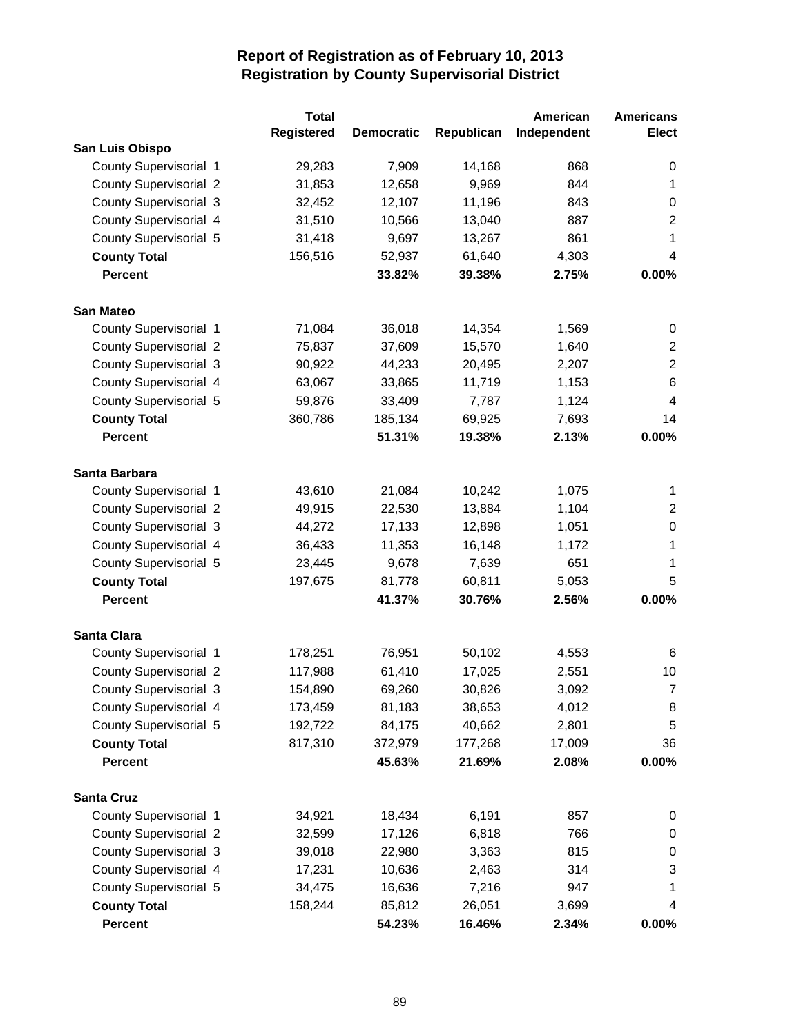# Report of Registration as of February 10, 2013
## Registration by County Supervisorial District

| | Total Registered | Democratic | Republican | American Independent | Americans Elect |
|---|---|---|---|---|---|
| **San Luis Obispo** | | | | | |
| County Supervisorial 1 | 29,283 | 7,909 | 14,168 | 868 | 0 |
| County Supervisorial 2 | 31,853 | 12,658 | 9,969 | 844 | 1 |
| County Supervisorial 3 | 32,452 | 12,107 | 11,196 | 843 | 0 |
| County Supervisorial 4 | 31,510 | 10,566 | 13,040 | 887 | 2 |
| County Supervisorial 5 | 31,418 | 9,697 | 13,267 | 861 | 1 |
| **County Total** | 156,516 | 52,937 | 61,640 | 4,303 | 4 |
| **Percent** | | **33.82%** | **39.38%** | **2.75%** | **0.00%** |
| **San Mateo** | | | | | |
| County Supervisorial 1 | 71,084 | 36,018 | 14,354 | 1,569 | 0 |
| County Supervisorial 2 | 75,837 | 37,609 | 15,570 | 1,640 | 2 |
| County Supervisorial 3 | 90,922 | 44,233 | 20,495 | 2,207 | 2 |
| County Supervisorial 4 | 63,067 | 33,865 | 11,719 | 1,153 | 6 |
| County Supervisorial 5 | 59,876 | 33,409 | 7,787 | 1,124 | 4 |
| **County Total** | 360,786 | 185,134 | 69,925 | 7,693 | 14 |
| **Percent** | | **51.31%** | **19.38%** | **2.13%** | **0.00%** |
| **Santa Barbara** | | | | | |
| County Supervisorial 1 | 43,610 | 21,084 | 10,242 | 1,075 | 1 |
| County Supervisorial 2 | 49,915 | 22,530 | 13,884 | 1,104 | 2 |
| County Supervisorial 3 | 44,272 | 17,133 | 12,898 | 1,051 | 0 |
| County Supervisorial 4 | 36,433 | 11,353 | 16,148 | 1,172 | 1 |
| County Supervisorial 5 | 23,445 | 9,678 | 7,639 | 651 | 1 |
| **County Total** | 197,675 | 81,778 | 60,811 | 5,053 | 5 |
| **Percent** | | **41.37%** | **30.76%** | **2.56%** | **0.00%** |
| **Santa Clara** | | | | | |
| County Supervisorial 1 | 178,251 | 76,951 | 50,102 | 4,553 | 6 |
| County Supervisorial 2 | 117,988 | 61,410 | 17,025 | 2,551 | 10 |
| County Supervisorial 3 | 154,890 | 69,260 | 30,826 | 3,092 | 7 |
| County Supervisorial 4 | 173,459 | 81,183 | 38,653 | 4,012 | 8 |
| County Supervisorial 5 | 192,722 | 84,175 | 40,662 | 2,801 | 5 |
| **County Total** | 817,310 | 372,979 | 177,268 | 17,009 | 36 |
| **Percent** | | **45.63%** | **21.69%** | **2.08%** | **0.00%** |
| **Santa Cruz** | | | | | |
| County Supervisorial 1 | 34,921 | 18,434 | 6,191 | 857 | 0 |
| County Supervisorial 2 | 32,599 | 17,126 | 6,818 | 766 | 0 |
| County Supervisorial 3 | 39,018 | 22,980 | 3,363 | 815 | 0 |
| County Supervisorial 4 | 17,231 | 10,636 | 2,463 | 314 | 3 |
| County Supervisorial 5 | 34,475 | 16,636 | 7,216 | 947 | 1 |
| **County Total** | 158,244 | 85,812 | 26,051 | 3,699 | 4 |
| **Percent** | | **54.23%** | **16.46%** | **2.34%** | **0.00%** |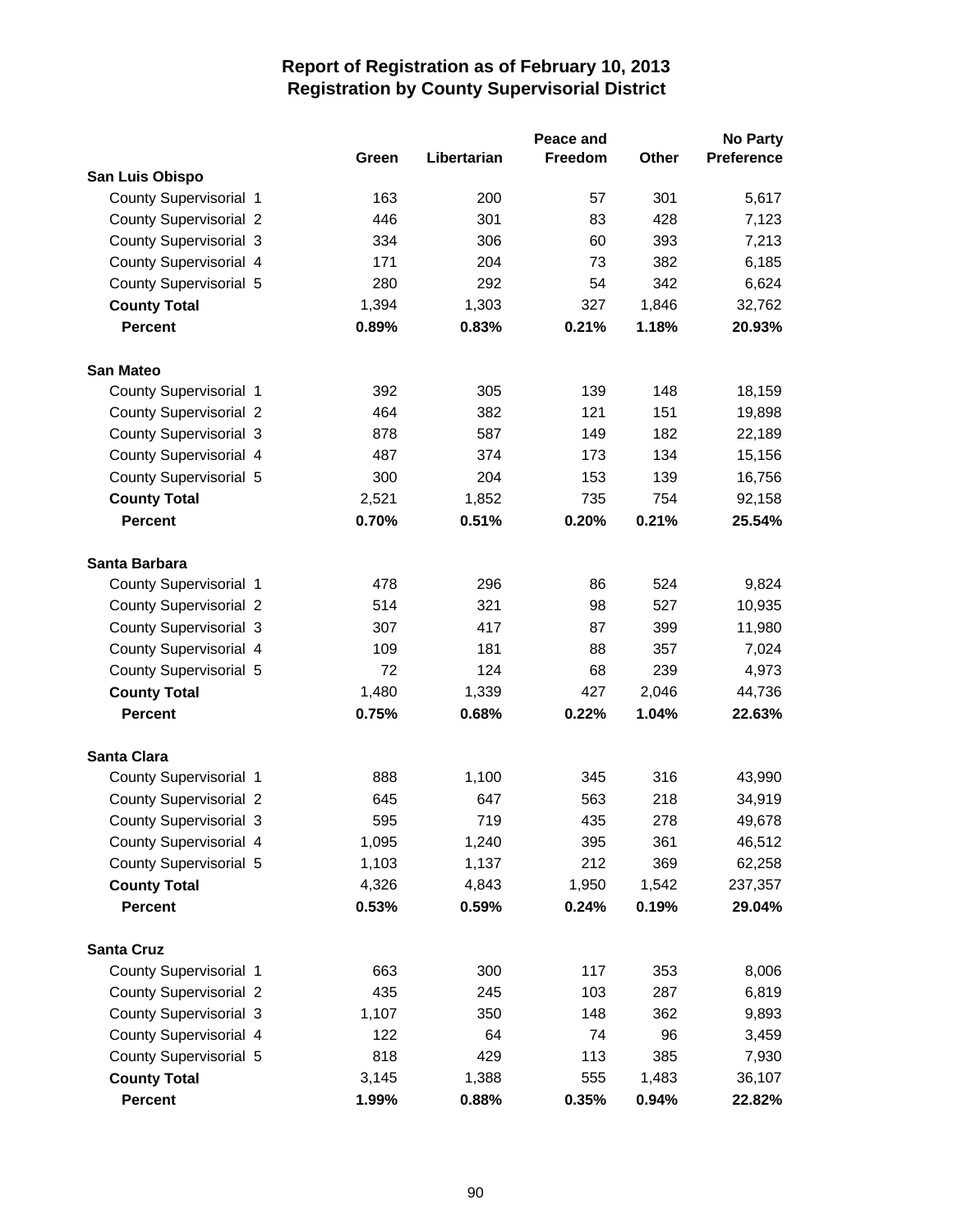# Report of Registration as of February 10, 2013
## Registration by County Supervisorial District

| | Green | Libertarian | Peace and Freedom | Other | No Party Preference |
|---|---|---|---|---|---|
| **San Luis Obispo** | | | | | |
| County Supervisorial 1 | 163 | 200 | 57 | 301 | 5,617 |
| County Supervisorial 2 | 446 | 301 | 83 | 428 | 7,123 |
| County Supervisorial 3 | 334 | 306 | 60 | 393 | 7,213 |
| County Supervisorial 4 | 171 | 204 | 73 | 382 | 6,185 |
| County Supervisorial 5 | 280 | 292 | 54 | 342 | 6,624 |
| **County Total** | 1,394 | 1,303 | 327 | 1,846 | 32,762 |
| **Percent** | **0.89%** | **0.83%** | **0.21%** | **1.18%** | **20.93%** |
| **San Mateo** | | | | | |
| County Supervisorial 1 | 392 | 305 | 139 | 148 | 18,159 |
| County Supervisorial 2 | 464 | 382 | 121 | 151 | 19,898 |
| County Supervisorial 3 | 878 | 587 | 149 | 182 | 22,189 |
| County Supervisorial 4 | 487 | 374 | 173 | 134 | 15,156 |
| County Supervisorial 5 | 300 | 204 | 153 | 139 | 16,756 |
| **County Total** | 2,521 | 1,852 | 735 | 754 | 92,158 |
| **Percent** | **0.70%** | **0.51%** | **0.20%** | **0.21%** | **25.54%** |
| **Santa Barbara** | | | | | |
| County Supervisorial 1 | 478 | 296 | 86 | 524 | 9,824 |
| County Supervisorial 2 | 514 | 321 | 98 | 527 | 10,935 |
| County Supervisorial 3 | 307 | 417 | 87 | 399 | 11,980 |
| County Supervisorial 4 | 109 | 181 | 88 | 357 | 7,024 |
| County Supervisorial 5 | 72 | 124 | 68 | 239 | 4,973 |
| **County Total** | 1,480 | 1,339 | 427 | 2,046 | 44,736 |
| **Percent** | **0.75%** | **0.68%** | **0.22%** | **1.04%** | **22.63%** |
| **Santa Clara** | | | | | |
| County Supervisorial 1 | 888 | 1,100 | 345 | 316 | 43,990 |
| County Supervisorial 2 | 645 | 647 | 563 | 218 | 34,919 |
| County Supervisorial 3 | 595 | 719 | 435 | 278 | 49,678 |
| County Supervisorial 4 | 1,095 | 1,240 | 395 | 361 | 46,512 |
| County Supervisorial 5 | 1,103 | 1,137 | 212 | 369 | 62,258 |
| **County Total** | 4,326 | 4,843 | 1,950 | 1,542 | 237,357 |
| **Percent** | **0.53%** | **0.59%** | **0.24%** | **0.19%** | **29.04%** |
| **Santa Cruz** | | | | | |
| County Supervisorial 1 | 663 | 300 | 117 | 353 | 8,006 |
| County Supervisorial 2 | 435 | 245 | 103 | 287 | 6,819 |
| County Supervisorial 3 | 1,107 | 350 | 148 | 362 | 9,893 |
| County Supervisorial 4 | 122 | 64 | 74 | 96 | 3,459 |
| County Supervisorial 5 | 818 | 429 | 113 | 385 | 7,930 |
| **County Total** | 3,145 | 1,388 | 555 | 1,483 | 36,107 |
| **Percent** | **1.99%** | **0.88%** | **0.35%** | **0.94%** | **22.82%** |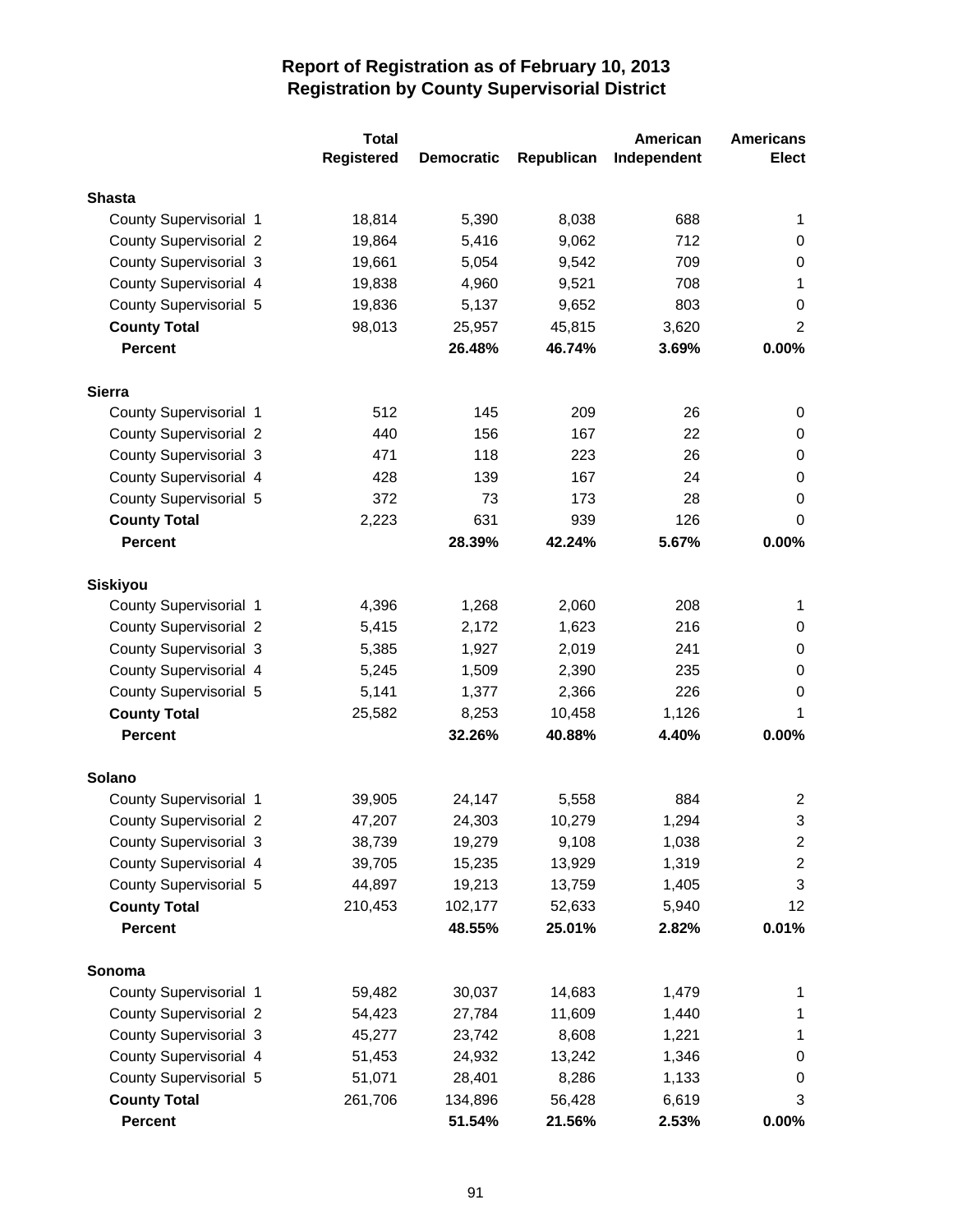# Report of Registration as of February 10, 2013
## Registration by County Supervisorial District

| | Total Registered | Democratic | Republican | American Independent | Americans Elect |
|---|---|---|---|---|---|
| **Shasta** | | | | | |
| County Supervisorial 1 | 18,814 | 5,390 | 8,038 | 688 | 1 |
| County Supervisorial 2 | 19,864 | 5,416 | 9,062 | 712 | 0 |
| County Supervisorial 3 | 19,661 | 5,054 | 9,542 | 709 | 0 |
| County Supervisorial 4 | 19,838 | 4,960 | 9,521 | 708 | 1 |
| County Supervisorial 5 | 19,836 | 5,137 | 9,652 | 803 | 0 |
| **County Total** | 98,013 | 25,957 | 45,815 | 3,620 | 2 |
| **Percent** | | **26.48%** | **46.74%** | **3.69%** | **0.00%** |
| **Sierra** | | | | | |
| County Supervisorial 1 | 512 | 145 | 209 | 26 | 0 |
| County Supervisorial 2 | 440 | 156 | 167 | 22 | 0 |
| County Supervisorial 3 | 471 | 118 | 223 | 26 | 0 |
| County Supervisorial 4 | 428 | 139 | 167 | 24 | 0 |
| County Supervisorial 5 | 372 | 73 | 173 | 28 | 0 |
| **County Total** | 2,223 | 631 | 939 | 126 | 0 |
| **Percent** | | **28.39%** | **42.24%** | **5.67%** | **0.00%** |
| **Siskiyou** | | | | | |
| County Supervisorial 1 | 4,396 | 1,268 | 2,060 | 208 | 1 |
| County Supervisorial 2 | 5,415 | 2,172 | 1,623 | 216 | 0 |
| County Supervisorial 3 | 5,385 | 1,927 | 2,019 | 241 | 0 |
| County Supervisorial 4 | 5,245 | 1,509 | 2,390 | 235 | 0 |
| County Supervisorial 5 | 5,141 | 1,377 | 2,366 | 226 | 0 |
| **County Total** | 25,582 | 8,253 | 10,458 | 1,126 | 1 |
| **Percent** | | **32.26%** | **40.88%** | **4.40%** | **0.00%** |
| **Solano** | | | | | |
| County Supervisorial 1 | 39,905 | 24,147 | 5,558 | 884 | 2 |
| County Supervisorial 2 | 47,207 | 24,303 | 10,279 | 1,294 | 3 |
| County Supervisorial 3 | 38,739 | 19,279 | 9,108 | 1,038 | 2 |
| County Supervisorial 4 | 39,705 | 15,235 | 13,929 | 1,319 | 2 |
| County Supervisorial 5 | 44,897 | 19,213 | 13,759 | 1,405 | 3 |
| **County Total** | 210,453 | 102,177 | 52,633 | 5,940 | 12 |
| **Percent** | | **48.55%** | **25.01%** | **2.82%** | **0.01%** |
| **Sonoma** | | | | | |
| County Supervisorial 1 | 59,482 | 30,037 | 14,683 | 1,479 | 1 |
| County Supervisorial 2 | 54,423 | 27,784 | 11,609 | 1,440 | 1 |
| County Supervisorial 3 | 45,277 | 23,742 | 8,608 | 1,221 | 1 |
| County Supervisorial 4 | 51,453 | 24,932 | 13,242 | 1,346 | 0 |
| County Supervisorial 5 | 51,071 | 28,401 | 8,286 | 1,133 | 0 |
| **County Total** | 261,706 | 134,896 | 56,428 | 6,619 | 3 |
| **Percent** | | **51.54%** | **21.56%** | **2.53%** | **0.00%** |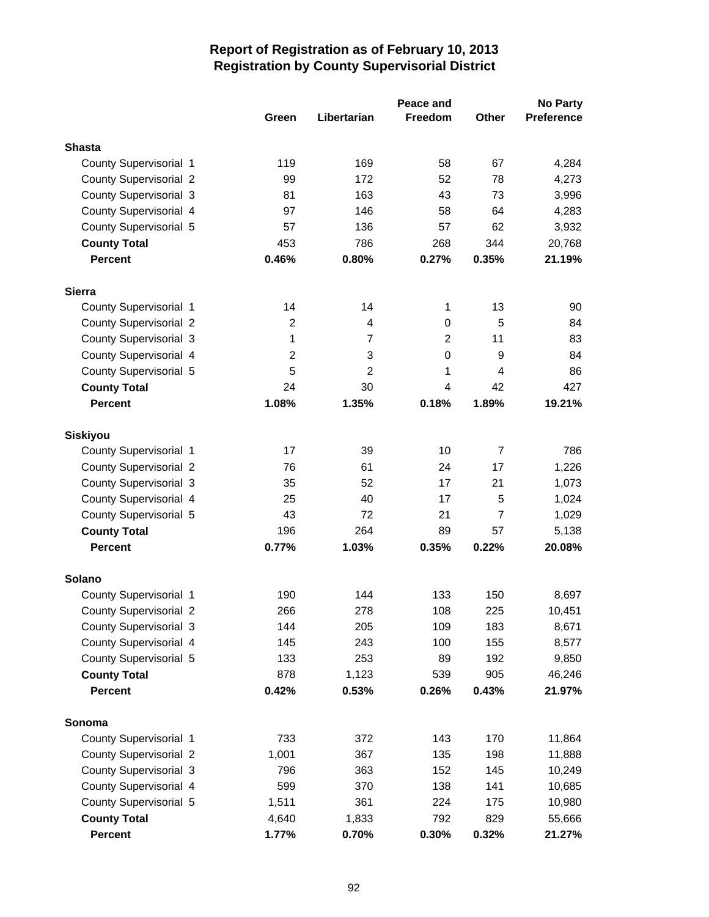# Report of Registration as of February 10, 2013
## Registration by County Supervisorial District

| | Green | Libertarian | Peace and Freedom | Other | No Party Preference |
|---|---|---|---|---|---|
| **Shasta** | | | | | |
| County Supervisorial 1 | 119 | 169 | 58 | 67 | 4,284 |
| County Supervisorial 2 | 99 | 172 | 52 | 78 | 4,273 |
| County Supervisorial 3 | 81 | 163 | 43 | 73 | 3,996 |
| County Supervisorial 4 | 97 | 146 | 58 | 64 | 4,283 |
| County Supervisorial 5 | 57 | 136 | 57 | 62 | 3,932 |
| **County Total** | 453 | 786 | 268 | 344 | 20,768 |
| **Percent** | **0.46%** | **0.80%** | **0.27%** | **0.35%** | **21.19%** |
| **Sierra** | | | | | |
| County Supervisorial 1 | 14 | 14 | 1 | 13 | 90 |
| County Supervisorial 2 | 2 | 4 | 0 | 5 | 84 |
| County Supervisorial 3 | 1 | 7 | 2 | 11 | 83 |
| County Supervisorial 4 | 2 | 3 | 0 | 9 | 84 |
| County Supervisorial 5 | 5 | 2 | 1 | 4 | 86 |
| **County Total** | 24 | 30 | 4 | 42 | 427 |
| **Percent** | **1.08%** | **1.35%** | **0.18%** | **1.89%** | **19.21%** |
| **Siskiyou** | | | | | |
| County Supervisorial 1 | 17 | 39 | 10 | 7 | 786 |
| County Supervisorial 2 | 76 | 61 | 24 | 17 | 1,226 |
| County Supervisorial 3 | 35 | 52 | 17 | 21 | 1,073 |
| County Supervisorial 4 | 25 | 40 | 17 | 5 | 1,024 |
| County Supervisorial 5 | 43 | 72 | 21 | 7 | 1,029 |
| **County Total** | 196 | 264 | 89 | 57 | 5,138 |
| **Percent** | **0.77%** | **1.03%** | **0.35%** | **0.22%** | **20.08%** |
| **Solano** | | | | | |
| County Supervisorial 1 | 190 | 144 | 133 | 150 | 8,697 |
| County Supervisorial 2 | 266 | 278 | 108 | 225 | 10,451 |
| County Supervisorial 3 | 144 | 205 | 109 | 183 | 8,671 |
| County Supervisorial 4 | 145 | 243 | 100 | 155 | 8,577 |
| County Supervisorial 5 | 133 | 253 | 89 | 192 | 9,850 |
| **County Total** | 878 | 1,123 | 539 | 905 | 46,246 |
| **Percent** | **0.42%** | **0.53%** | **0.26%** | **0.43%** | **21.97%** |
| **Sonoma** | | | | | |
| County Supervisorial 1 | 733 | 372 | 143 | 170 | 11,864 |
| County Supervisorial 2 | 1,001 | 367 | 135 | 198 | 11,888 |
| County Supervisorial 3 | 796 | 363 | 152 | 145 | 10,249 |
| County Supervisorial 4 | 599 | 370 | 138 | 141 | 10,685 |
| County Supervisorial 5 | 1,511 | 361 | 224 | 175 | 10,980 |
| **County Total** | 4,640 | 1,833 | 792 | 829 | 55,666 |
| **Percent** | **1.77%** | **0.70%** | **0.30%** | **0.32%** | **21.27%** |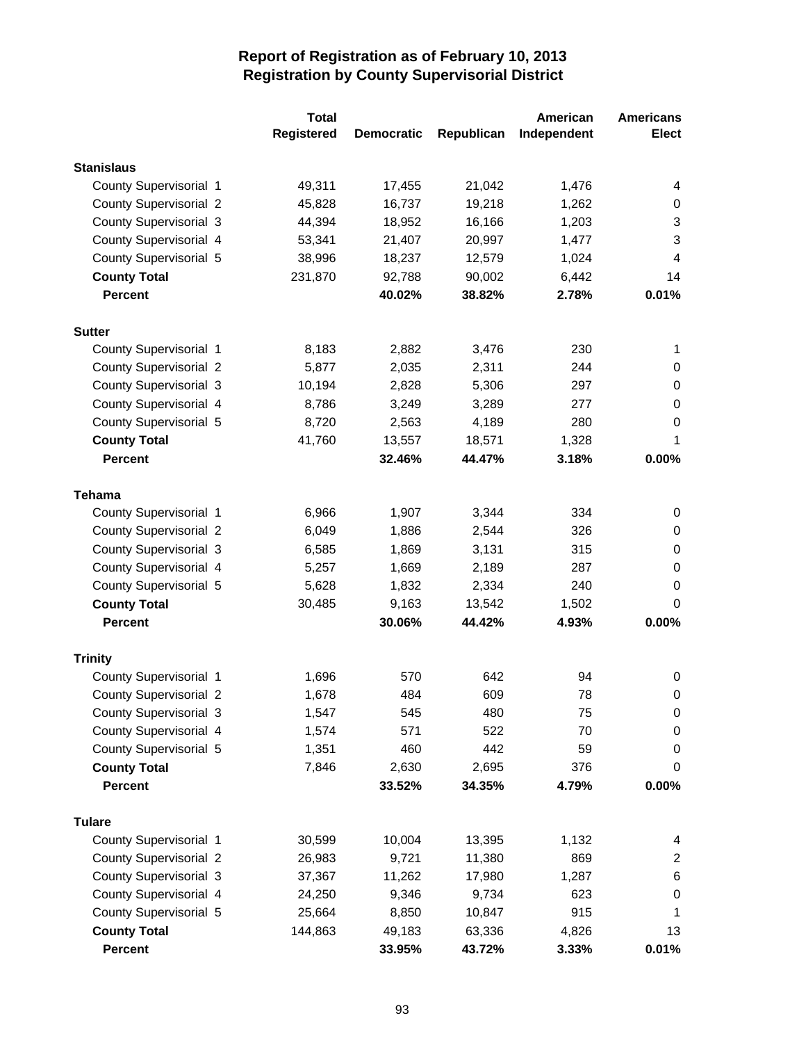# Report of Registration as of February 10, 2013
## Registration by County Supervisorial District

| | Total Registered | Democratic | Republican | American Independent | Americans Elect |
|---|---|---|---|---|---|
| **Stanislaus** | | | | | |
| County Supervisorial 1 | 49,311 | 17,455 | 21,042 | 1,476 | 4 |
| County Supervisorial 2 | 45,828 | 16,737 | 19,218 | 1,262 | 0 |
| County Supervisorial 3 | 44,394 | 18,952 | 16,166 | 1,203 | 3 |
| County Supervisorial 4 | 53,341 | 21,407 | 20,997 | 1,477 | 3 |
| County Supervisorial 5 | 38,996 | 18,237 | 12,579 | 1,024 | 4 |
| **County Total** | 231,870 | 92,788 | 90,002 | 6,442 | 14 |
| **Percent** | | **40.02%** | **38.82%** | **2.78%** | **0.01%** |
| **Sutter** | | | | | |
| County Supervisorial 1 | 8,183 | 2,882 | 3,476 | 230 | 1 |
| County Supervisorial 2 | 5,877 | 2,035 | 2,311 | 244 | 0 |
| County Supervisorial 3 | 10,194 | 2,828 | 5,306 | 297 | 0 |
| County Supervisorial 4 | 8,786 | 3,249 | 3,289 | 277 | 0 |
| County Supervisorial 5 | 8,720 | 2,563 | 4,189 | 280 | 0 |
| **County Total** | 41,760 | 13,557 | 18,571 | 1,328 | 1 |
| **Percent** | | **32.46%** | **44.47%** | **3.18%** | **0.00%** |
| **Tehama** | | | | | |
| County Supervisorial 1 | 6,966 | 1,907 | 3,344 | 334 | 0 |
| County Supervisorial 2 | 6,049 | 1,886 | 2,544 | 326 | 0 |
| County Supervisorial 3 | 6,585 | 1,869 | 3,131 | 315 | 0 |
| County Supervisorial 4 | 5,257 | 1,669 | 2,189 | 287 | 0 |
| County Supervisorial 5 | 5,628 | 1,832 | 2,334 | 240 | 0 |
| **County Total** | 30,485 | 9,163 | 13,542 | 1,502 | 0 |
| **Percent** | | **30.06%** | **44.42%** | **4.93%** | **0.00%** |
| **Trinity** | | | | | |
| County Supervisorial 1 | 1,696 | 570 | 642 | 94 | 0 |
| County Supervisorial 2 | 1,678 | 484 | 609 | 78 | 0 |
| County Supervisorial 3 | 1,547 | 545 | 480 | 75 | 0 |
| County Supervisorial 4 | 1,574 | 571 | 522 | 70 | 0 |
| County Supervisorial 5 | 1,351 | 460 | 442 | 59 | 0 |
| **County Total** | 7,846 | 2,630 | 2,695 | 376 | 0 |
| **Percent** | | **33.52%** | **34.35%** | **4.79%** | **0.00%** |
| **Tulare** | | | | | |
| County Supervisorial 1 | 30,599 | 10,004 | 13,395 | 1,132 | 4 |
| County Supervisorial 2 | 26,983 | 9,721 | 11,380 | 869 | 2 |
| County Supervisorial 3 | 37,367 | 11,262 | 17,980 | 1,287 | 6 |
| County Supervisorial 4 | 24,250 | 9,346 | 9,734 | 623 | 0 |
| County Supervisorial 5 | 25,664 | 8,850 | 10,847 | 915 | 1 |
| **County Total** | 144,863 | 49,183 | 63,336 | 4,826 | 13 |
| **Percent** | | **33.95%** | **43.72%** | **3.33%** | **0.01%** |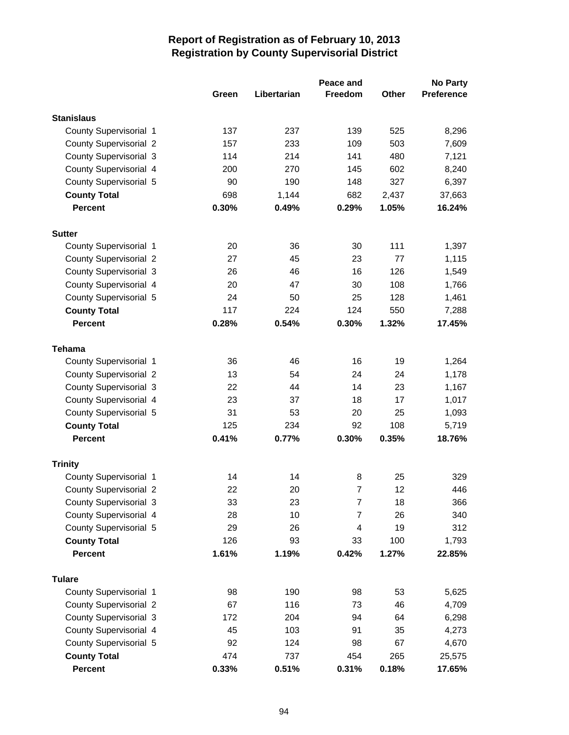# Report of Registration as of February 10, 2013
## Registration by County Supervisorial District

| | Green | Libertarian | Peace and Freedom | Other | No Party Preference |
|---|---|---|---|---|---|
| **Stanislaus** | | | | | |
| County Supervisorial 1 | 137 | 237 | 139 | 525 | 8,296 |
| County Supervisorial 2 | 157 | 233 | 109 | 503 | 7,609 |
| County Supervisorial 3 | 114 | 214 | 141 | 480 | 7,121 |
| County Supervisorial 4 | 200 | 270 | 145 | 602 | 8,240 |
| County Supervisorial 5 | 90 | 190 | 148 | 327 | 6,397 |
| **County Total** | 698 | 1,144 | 682 | 2,437 | 37,663 |
| **Percent** | **0.30%** | **0.49%** | **0.29%** | **1.05%** | **16.24%** |
| **Sutter** | | | | | |
| County Supervisorial 1 | 20 | 36 | 30 | 111 | 1,397 |
| County Supervisorial 2 | 27 | 45 | 23 | 77 | 1,115 |
| County Supervisorial 3 | 26 | 46 | 16 | 126 | 1,549 |
| County Supervisorial 4 | 20 | 47 | 30 | 108 | 1,766 |
| County Supervisorial 5 | 24 | 50 | 25 | 128 | 1,461 |
| **County Total** | 117 | 224 | 124 | 550 | 7,288 |
| **Percent** | **0.28%** | **0.54%** | **0.30%** | **1.32%** | **17.45%** |
| **Tehama** | | | | | |
| County Supervisorial 1 | 36 | 46 | 16 | 19 | 1,264 |
| County Supervisorial 2 | 13 | 54 | 24 | 24 | 1,178 |
| County Supervisorial 3 | 22 | 44 | 14 | 23 | 1,167 |
| County Supervisorial 4 | 23 | 37 | 18 | 17 | 1,017 |
| County Supervisorial 5 | 31 | 53 | 20 | 25 | 1,093 |
| **County Total** | 125 | 234 | 92 | 108 | 5,719 |
| **Percent** | **0.41%** | **0.77%** | **0.30%** | **0.35%** | **18.76%** |
| **Trinity** | | | | | |
| County Supervisorial 1 | 14 | 14 | 8 | 25 | 329 |
| County Supervisorial 2 | 22 | 20 | 7 | 12 | 446 |
| County Supervisorial 3 | 33 | 23 | 7 | 18 | 366 |
| County Supervisorial 4 | 28 | 10 | 7 | 26 | 340 |
| County Supervisorial 5 | 29 | 26 | 4 | 19 | 312 |
| **County Total** | 126 | 93 | 33 | 100 | 1,793 |
| **Percent** | **1.61%** | **1.19%** | **0.42%** | **1.27%** | **22.85%** |
| **Tulare** | | | | | |
| County Supervisorial 1 | 98 | 190 | 98 | 53 | 5,625 |
| County Supervisorial 2 | 67 | 116 | 73 | 46 | 4,709 |
| County Supervisorial 3 | 172 | 204 | 94 | 64 | 6,298 |
| County Supervisorial 4 | 45 | 103 | 91 | 35 | 4,273 |
| County Supervisorial 5 | 92 | 124 | 98 | 67 | 4,670 |
| **County Total** | 474 | 737 | 454 | 265 | 25,575 |
| **Percent** | **0.33%** | **0.51%** | **0.31%** | **0.18%** | **17.65%** |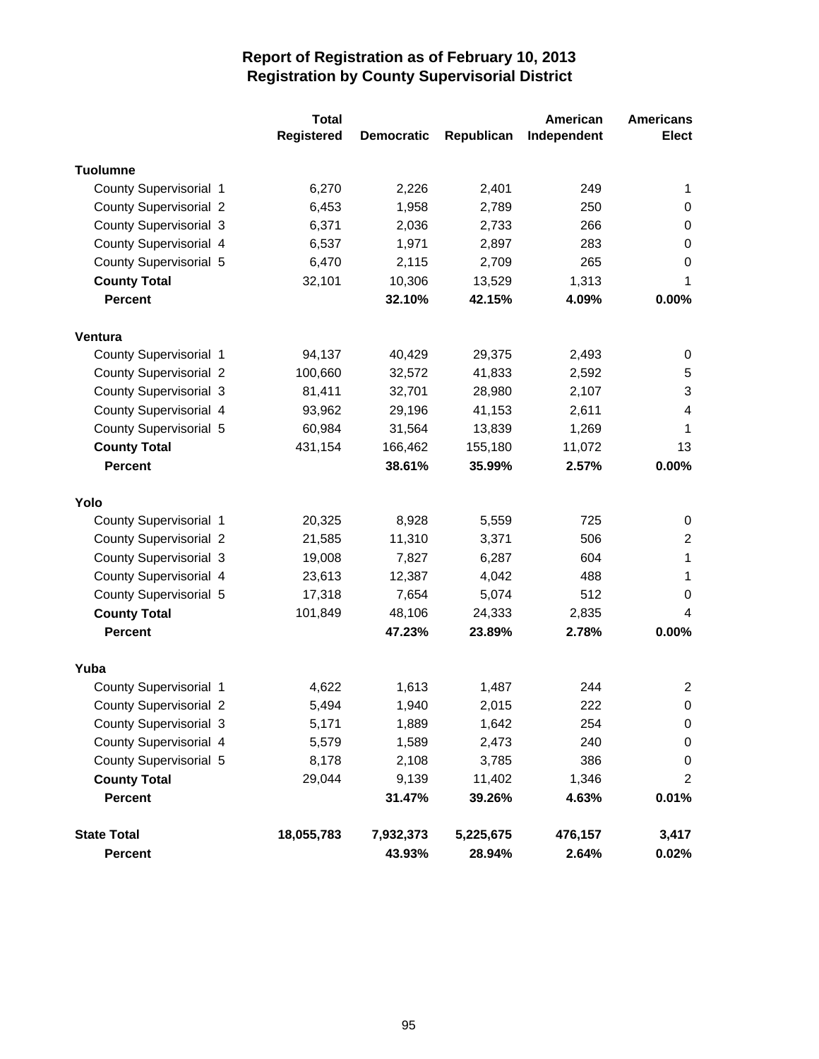# Report of Registration as of February 10, 2013
## Registration by County Supervisorial District

| | Total Registered | Democratic | Republican | American Independent | Americans Elect |
|---|---|---|---|---|---|
| **Tuolumne** | | | | | |
| County Supervisorial 1 | 6,270 | 2,226 | 2,401 | 249 | 1 |
| County Supervisorial 2 | 6,453 | 1,958 | 2,789 | 250 | 0 |
| County Supervisorial 3 | 6,371 | 2,036 | 2,733 | 266 | 0 |
| County Supervisorial 4 | 6,537 | 1,971 | 2,897 | 283 | 0 |
| County Supervisorial 5 | 6,470 | 2,115 | 2,709 | 265 | 0 |
| **County Total** | 32,101 | 10,306 | 13,529 | 1,313 | 1 |
| **Percent** | | **32.10%** | **42.15%** | **4.09%** | **0.00%** |
| **Ventura** | | | | | |
| County Supervisorial 1 | 94,137 | 40,429 | 29,375 | 2,493 | 0 |
| County Supervisorial 2 | 100,660 | 32,572 | 41,833 | 2,592 | 5 |
| County Supervisorial 3 | 81,411 | 32,701 | 28,980 | 2,107 | 3 |
| County Supervisorial 4 | 93,962 | 29,196 | 41,153 | 2,611 | 4 |
| County Supervisorial 5 | 60,984 | 31,564 | 13,839 | 1,269 | 1 |
| **County Total** | 431,154 | 166,462 | 155,180 | 11,072 | 13 |
| **Percent** | | **38.61%** | **35.99%** | **2.57%** | **0.00%** |
| **Yolo** | | | | | |
| County Supervisorial 1 | 20,325 | 8,928 | 5,559 | 725 | 0 |
| County Supervisorial 2 | 21,585 | 11,310 | 3,371 | 506 | 2 |
| County Supervisorial 3 | 19,008 | 7,827 | 6,287 | 604 | 1 |
| County Supervisorial 4 | 23,613 | 12,387 | 4,042 | 488 | 1 |
| County Supervisorial 5 | 17,318 | 7,654 | 5,074 | 512 | 0 |
| **County Total** | 101,849 | 48,106 | 24,333 | 2,835 | 4 |
| **Percent** | | **47.23%** | **23.89%** | **2.78%** | **0.00%** |
| **Yuba** | | | | | |
| County Supervisorial 1 | 4,622 | 1,613 | 1,487 | 244 | 2 |
| County Supervisorial 2 | 5,494 | 1,940 | 2,015 | 222 | 0 |
| County Supervisorial 3 | 5,171 | 1,889 | 1,642 | 254 | 0 |
| County Supervisorial 4 | 5,579 | 1,589 | 2,473 | 240 | 0 |
| County Supervisorial 5 | 8,178 | 2,108 | 3,785 | 386 | 0 |
| **County Total** | 29,044 | 9,139 | 11,402 | 1,346 | 2 |
| **Percent** | | **31.47%** | **39.26%** | **4.63%** | **0.01%** |
| **State Total** | **18,055,783** | **7,932,373** | **5,225,675** | **476,157** | **3,417** |
| **Percent** | | **43.93%** | **28.94%** | **2.64%** | **0.02%** |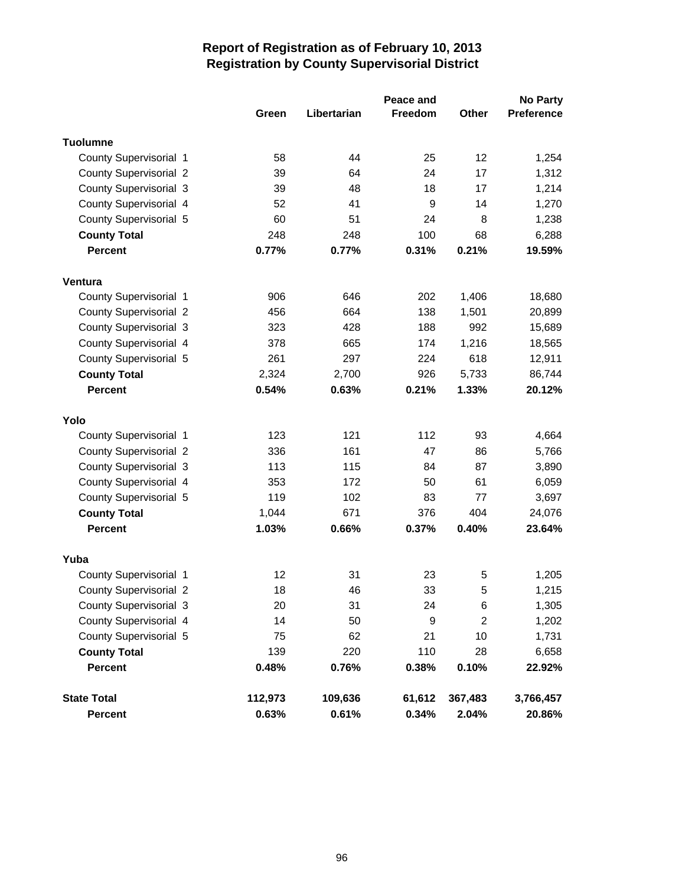# Report of Registration as of February 10, 2013
## Registration by County Supervisorial District

| | Green | Libertarian | Peace and Freedom | Other | No Party Preference |
|---|---|---|---|---|---|
| **Tuolumne** | | | | | |
| County Supervisorial 1 | 58 | 44 | 25 | 12 | 1,254 |
| County Supervisorial 2 | 39 | 64 | 24 | 17 | 1,312 |
| County Supervisorial 3 | 39 | 48 | 18 | 17 | 1,214 |
| County Supervisorial 4 | 52 | 41 | 9 | 14 | 1,270 |
| County Supervisorial 5 | 60 | 51 | 24 | 8 | 1,238 |
| **County Total** | 248 | 248 | 100 | 68 | 6,288 |
| **Percent** | **0.77%** | **0.77%** | **0.31%** | **0.21%** | **19.59%** |
| **Ventura** | | | | | |
| County Supervisorial 1 | 906 | 646 | 202 | 1,406 | 18,680 |
| County Supervisorial 2 | 456 | 664 | 138 | 1,501 | 20,899 |
| County Supervisorial 3 | 323 | 428 | 188 | 992 | 15,689 |
| County Supervisorial 4 | 378 | 665 | 174 | 1,216 | 18,565 |
| County Supervisorial 5 | 261 | 297 | 224 | 618 | 12,911 |
| **County Total** | 2,324 | 2,700 | 926 | 5,733 | 86,744 |
| **Percent** | **0.54%** | **0.63%** | **0.21%** | **1.33%** | **20.12%** |
| **Yolo** | | | | | |
| County Supervisorial 1 | 123 | 121 | 112 | 93 | 4,664 |
| County Supervisorial 2 | 336 | 161 | 47 | 86 | 5,766 |
| County Supervisorial 3 | 113 | 115 | 84 | 87 | 3,890 |
| County Supervisorial 4 | 353 | 172 | 50 | 61 | 6,059 |
| County Supervisorial 5 | 119 | 102 | 83 | 77 | 3,697 |
| **County Total** | 1,044 | 671 | 376 | 404 | 24,076 |
| **Percent** | **1.03%** | **0.66%** | **0.37%** | **0.40%** | **23.64%** |
| **Yuba** | | | | | |
| County Supervisorial 1 | 12 | 31 | 23 | 5 | 1,205 |
| County Supervisorial 2 | 18 | 46 | 33 | 5 | 1,215 |
| County Supervisorial 3 | 20 | 31 | 24 | 6 | 1,305 |
| County Supervisorial 4 | 14 | 50 | 9 | 2 | 1,202 |
| County Supervisorial 5 | 75 | 62 | 21 | 10 | 1,731 |
| **County Total** | 139 | 220 | 110 | 28 | 6,658 |
| **Percent** | **0.48%** | **0.76%** | **0.38%** | **0.10%** | **22.92%** |
| **State Total** | **112,973** | **109,636** | **61,612** | **367,483** | **3,766,457** |
| **Percent** | **0.63%** | **0.61%** | **0.34%** | **2.04%** | **20.86%** |